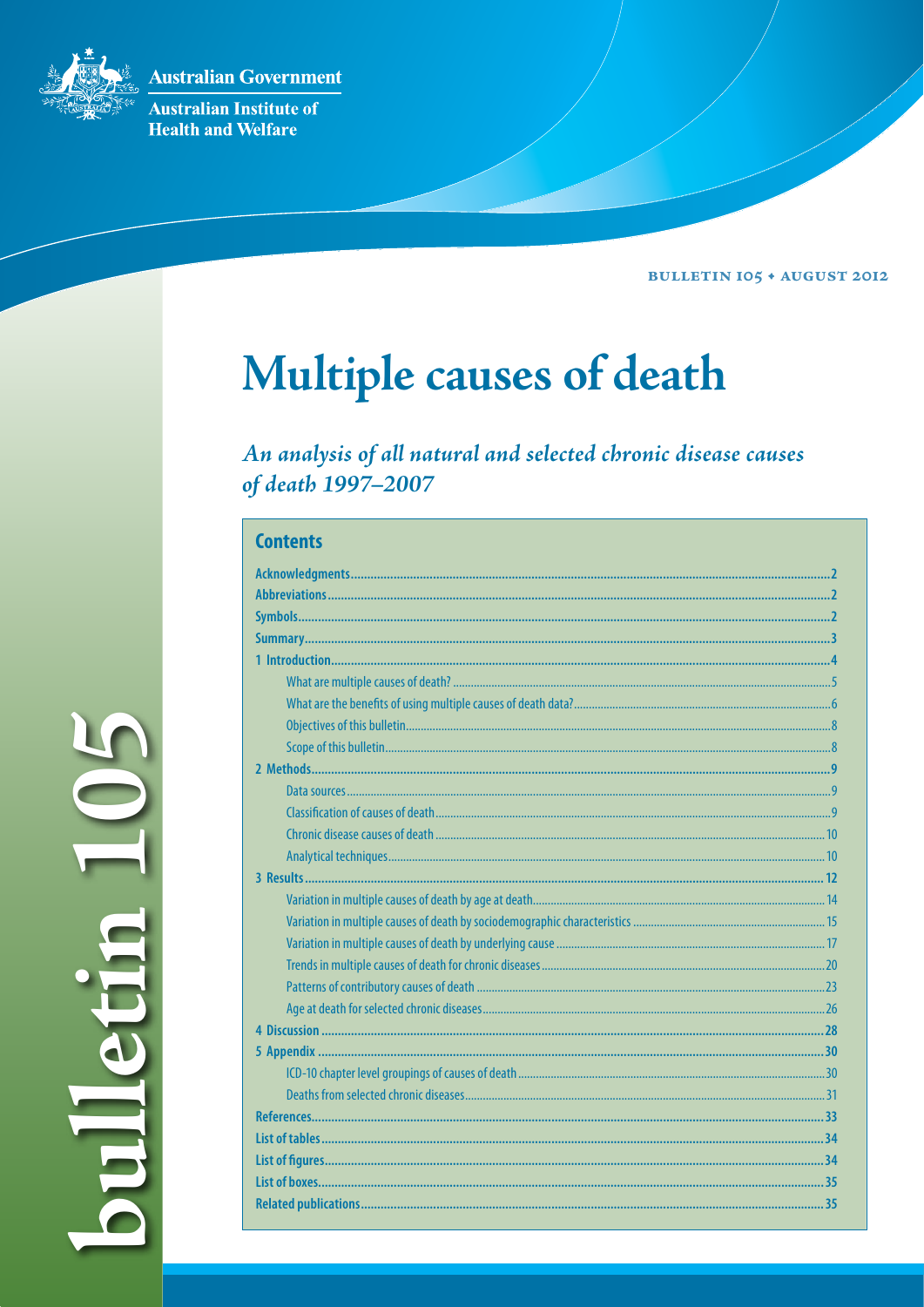Australian Government

Australian Institute of Health and Welfare

BULLETIN 105 • AUGUST 2012

bulletin 105

# Multiple causes of death

*An analysis of all natural and selected chronic disease causes of death 1997–2007*

## Contents

| | |
|---|---|
| **Acknowledgments** | **2** |
| **Abbreviations** | **2** |
| **Symbols** | **2** |
| **Summary** | **3** |
| **1 Introduction** | **4** |
| What are multiple causes of death? | 5 |
| What are the benefits of using multiple causes of death data? | 6 |
| Objectives of this bulletin | 8 |
| Scope of this bulletin | 8 |
| **2 Methods** | **9** |
| Data sources | 9 |
| Classification of causes of death | 9 |
| Chronic disease causes of death | 10 |
| Analytical techniques | 10 |
| **3 Results** | **12** |
| Variation in multiple causes of death by age at death | 14 |
| Variation in multiple causes of death by sociodemographic characteristics | 15 |
| Variation in multiple causes of death by underlying cause | 17 |
| Trends in multiple causes of death for chronic diseases | 20 |
| Patterns of contributory causes of death | 23 |
| Age at death for selected chronic diseases | 26 |
| **4 Discussion** | **28** |
| **5 Appendix** | **30** |
| ICD-10 chapter level groupings of causes of death | 30 |
| Deaths from selected chronic diseases | 31 |
| **References** | **33** |
| **List of tables** | **34** |
| **List of figures** | **34** |
| **List of boxes** | **35** |
| **Related publications** | **35** |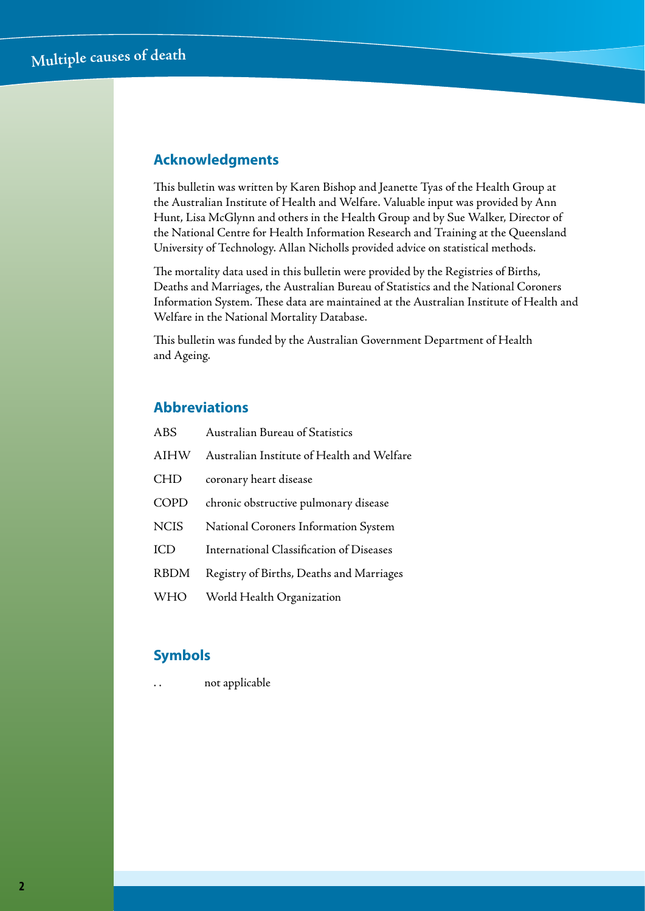## Acknowledgments

This bulletin was written by Karen Bishop and Jeanette Tyas of the Health Group at the Australian Institute of Health and Welfare. Valuable input was provided by Ann Hunt, Lisa McGlynn and others in the Health Group and by Sue Walker, Director of the National Centre for Health Information Research and Training at the Queensland University of Technology. Allan Nicholls provided advice on statistical methods.

The mortality data used in this bulletin were provided by the Registries of Births, Deaths and Marriages, the Australian Bureau of Statistics and the National Coroners Information System. These data are maintained at the Australian Institute of Health and Welfare in the National Mortality Database.

This bulletin was funded by the Australian Government Department of Health and Ageing.

## Abbreviations

| | |
|---|---|
| ABS | Australian Bureau of Statistics |
| AIHW | Australian Institute of Health and Welfare |
| CHD | coronary heart disease |
| COPD | chronic obstructive pulmonary disease |
| NCIS | National Coroners Information System |
| ICD | International Classification of Diseases |
| RBDM | Registry of Births, Deaths and Marriages |
| WHO | World Health Organization |

## Symbols

| | |
|---|---|
| . . | not applicable |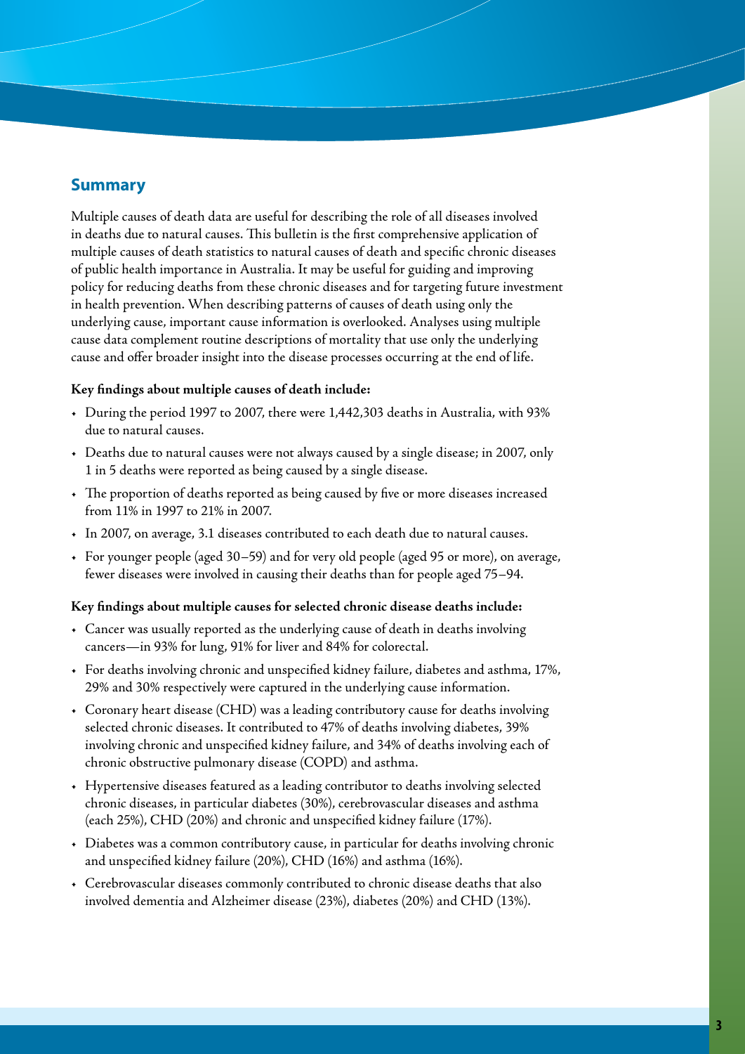## Summary

Multiple causes of death data are useful for describing the role of all diseases involved in deaths due to natural causes. This bulletin is the first comprehensive application of multiple causes of death statistics to natural causes of death and specific chronic diseases of public health importance in Australia. It may be useful for guiding and improving policy for reducing deaths from these chronic diseases and for targeting future investment in health prevention. When describing patterns of causes of death using only the underlying cause, important cause information is overlooked. Analyses using multiple cause data complement routine descriptions of mortality that use only the underlying cause and offer broader insight into the disease processes occurring at the end of life.

**Key findings about multiple causes of death include:**

- During the period 1997 to 2007, there were 1,442,303 deaths in Australia, with 93% due to natural causes.
- Deaths due to natural causes were not always caused by a single disease; in 2007, only 1 in 5 deaths were reported as being caused by a single disease.
- The proportion of deaths reported as being caused by five or more diseases increased from 11% in 1997 to 21% in 2007.
- In 2007, on average, 3.1 diseases contributed to each death due to natural causes.
- For younger people (aged 30–59) and for very old people (aged 95 or more), on average, fewer diseases were involved in causing their deaths than for people aged 75–94.

**Key findings about multiple causes for selected chronic disease deaths include:**

- Cancer was usually reported as the underlying cause of death in deaths involving cancers—in 93% for lung, 91% for liver and 84% for colorectal.
- For deaths involving chronic and unspecified kidney failure, diabetes and asthma, 17%, 29% and 30% respectively were captured in the underlying cause information.
- Coronary heart disease (CHD) was a leading contributory cause for deaths involving selected chronic diseases. It contributed to 47% of deaths involving diabetes, 39% involving chronic and unspecified kidney failure, and 34% of deaths involving each of chronic obstructive pulmonary disease (COPD) and asthma.
- Hypertensive diseases featured as a leading contributor to deaths involving selected chronic diseases, in particular diabetes (30%), cerebrovascular diseases and asthma (each 25%), CHD (20%) and chronic and unspecified kidney failure (17%).
- Diabetes was a common contributory cause, in particular for deaths involving chronic and unspecified kidney failure (20%), CHD (16%) and asthma (16%).
- Cerebrovascular diseases commonly contributed to chronic disease deaths that also involved dementia and Alzheimer disease (23%), diabetes (20%) and CHD (13%).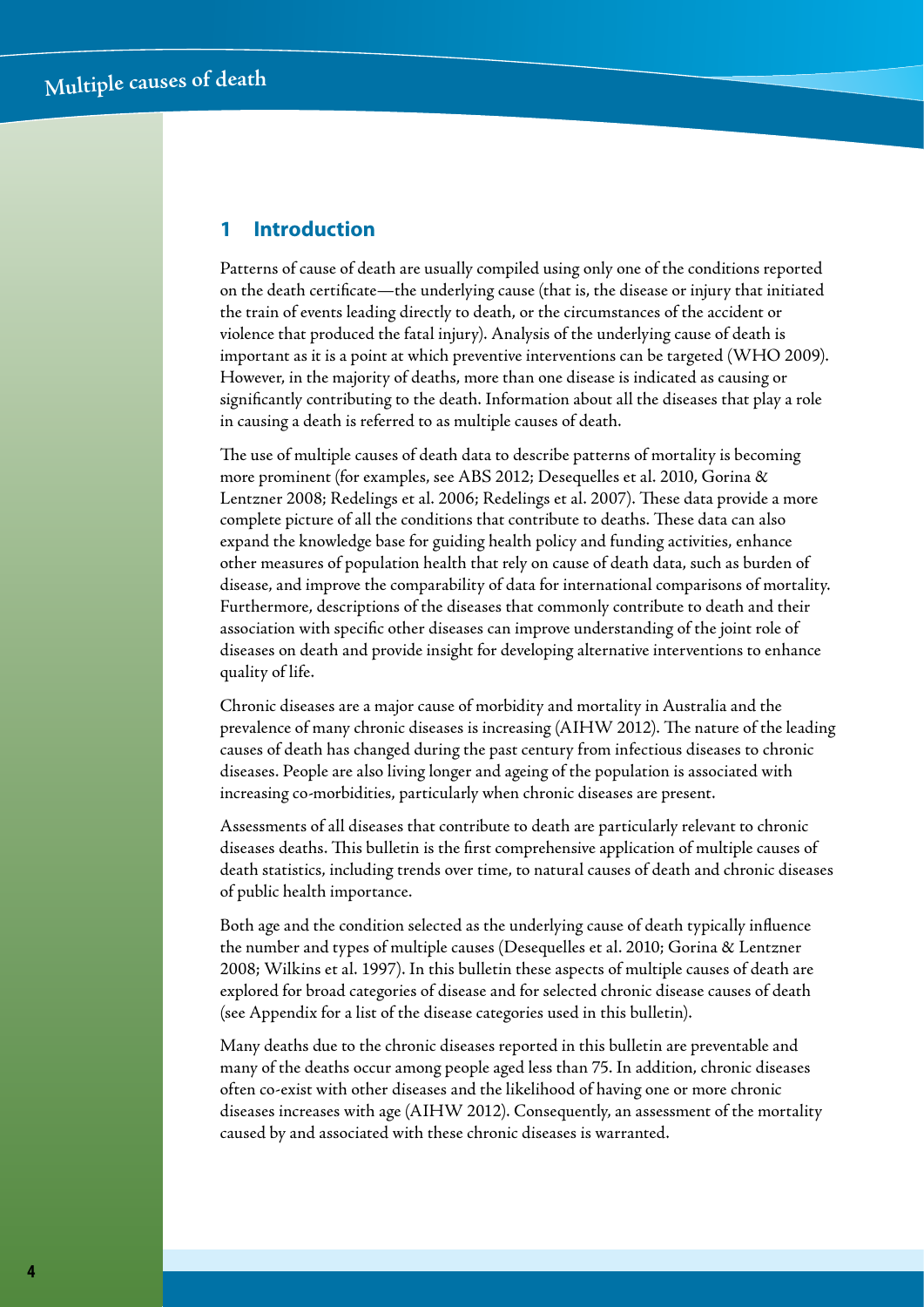## 1 Introduction

Patterns of cause of death are usually compiled using only one of the conditions reported on the death certificate—the underlying cause (that is, the disease or injury that initiated the train of events leading directly to death, or the circumstances of the accident or violence that produced the fatal injury). Analysis of the underlying cause of death is important as it is a point at which preventive interventions can be targeted (WHO 2009). However, in the majority of deaths, more than one disease is indicated as causing or significantly contributing to the death. Information about all the diseases that play a role in causing a death is referred to as multiple causes of death.

The use of multiple causes of death data to describe patterns of mortality is becoming more prominent (for examples, see ABS 2012; Desequelles et al. 2010, Gorina & Lentzner 2008; Redelings et al. 2006; Redelings et al. 2007). These data provide a more complete picture of all the conditions that contribute to deaths. These data can also expand the knowledge base for guiding health policy and funding activities, enhance other measures of population health that rely on cause of death data, such as burden of disease, and improve the comparability of data for international comparisons of mortality. Furthermore, descriptions of the diseases that commonly contribute to death and their association with specific other diseases can improve understanding of the joint role of diseases on death and provide insight for developing alternative interventions to enhance quality of life.

Chronic diseases are a major cause of morbidity and mortality in Australia and the prevalence of many chronic diseases is increasing (AIHW 2012). The nature of the leading causes of death has changed during the past century from infectious diseases to chronic diseases. People are also living longer and ageing of the population is associated with increasing co-morbidities, particularly when chronic diseases are present.

Assessments of all diseases that contribute to death are particularly relevant to chronic diseases deaths. This bulletin is the first comprehensive application of multiple causes of death statistics, including trends over time, to natural causes of death and chronic diseases of public health importance.

Both age and the condition selected as the underlying cause of death typically influence the number and types of multiple causes (Desequelles et al. 2010; Gorina & Lentzner 2008; Wilkins et al. 1997). In this bulletin these aspects of multiple causes of death are explored for broad categories of disease and for selected chronic disease causes of death (see Appendix for a list of the disease categories used in this bulletin).

Many deaths due to the chronic diseases reported in this bulletin are preventable and many of the deaths occur among people aged less than 75. In addition, chronic diseases often co-exist with other diseases and the likelihood of having one or more chronic diseases increases with age (AIHW 2012). Consequently, an assessment of the mortality caused by and associated with these chronic diseases is warranted.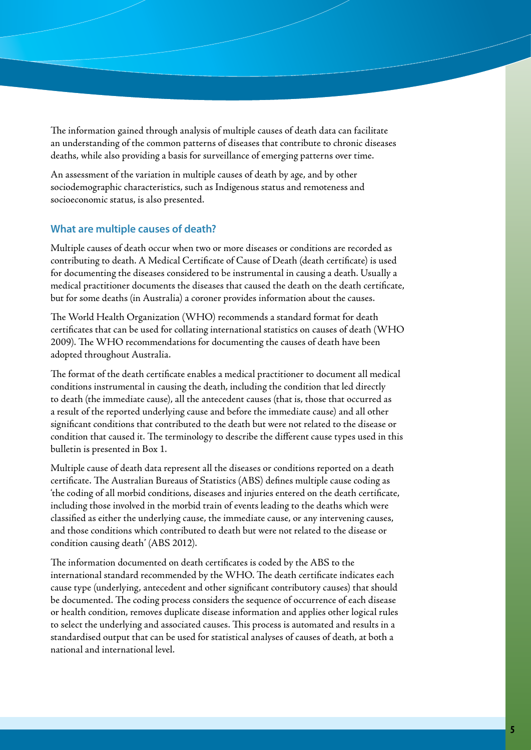The information gained through analysis of multiple causes of death data can facilitate an understanding of the common patterns of diseases that contribute to chronic diseases deaths, while also providing a basis for surveillance of emerging patterns over time.

An assessment of the variation in multiple causes of death by age, and by other sociodemographic characteristics, such as Indigenous status and remoteness and socioeconomic status, is also presented.

## What are multiple causes of death?

Multiple causes of death occur when two or more diseases or conditions are recorded as contributing to death. A Medical Certificate of Cause of Death (death certificate) is used for documenting the diseases considered to be instrumental in causing a death. Usually a medical practitioner documents the diseases that caused the death on the death certificate, but for some deaths (in Australia) a coroner provides information about the causes.

The World Health Organization (WHO) recommends a standard format for death certificates that can be used for collating international statistics on causes of death (WHO 2009). The WHO recommendations for documenting the causes of death have been adopted throughout Australia.

The format of the death certificate enables a medical practitioner to document all medical conditions instrumental in causing the death, including the condition that led directly to death (the immediate cause), all the antecedent causes (that is, those that occurred as a result of the reported underlying cause and before the immediate cause) and all other significant conditions that contributed to the death but were not related to the disease or condition that caused it. The terminology to describe the different cause types used in this bulletin is presented in Box 1.

Multiple cause of death data represent all the diseases or conditions reported on a death certificate. The Australian Bureau of Statistics (ABS) defines multiple cause coding as 'the coding of all morbid conditions, diseases and injuries entered on the death certificate, including those involved in the morbid train of events leading to the deaths which were classified as either the underlying cause, the immediate cause, or any intervening causes, and those conditions which contributed to death but were not related to the disease or condition causing death' (ABS 2012).

The information documented on death certificates is coded by the ABS to the international standard recommended by the WHO. The death certificate indicates each cause type (underlying, antecedent and other significant contributory causes) that should be documented. The coding process considers the sequence of occurrence of each disease or health condition, removes duplicate disease information and applies other logical rules to select the underlying and associated causes. This process is automated and results in a standardised output that can be used for statistical analyses of causes of death, at both a national and international level.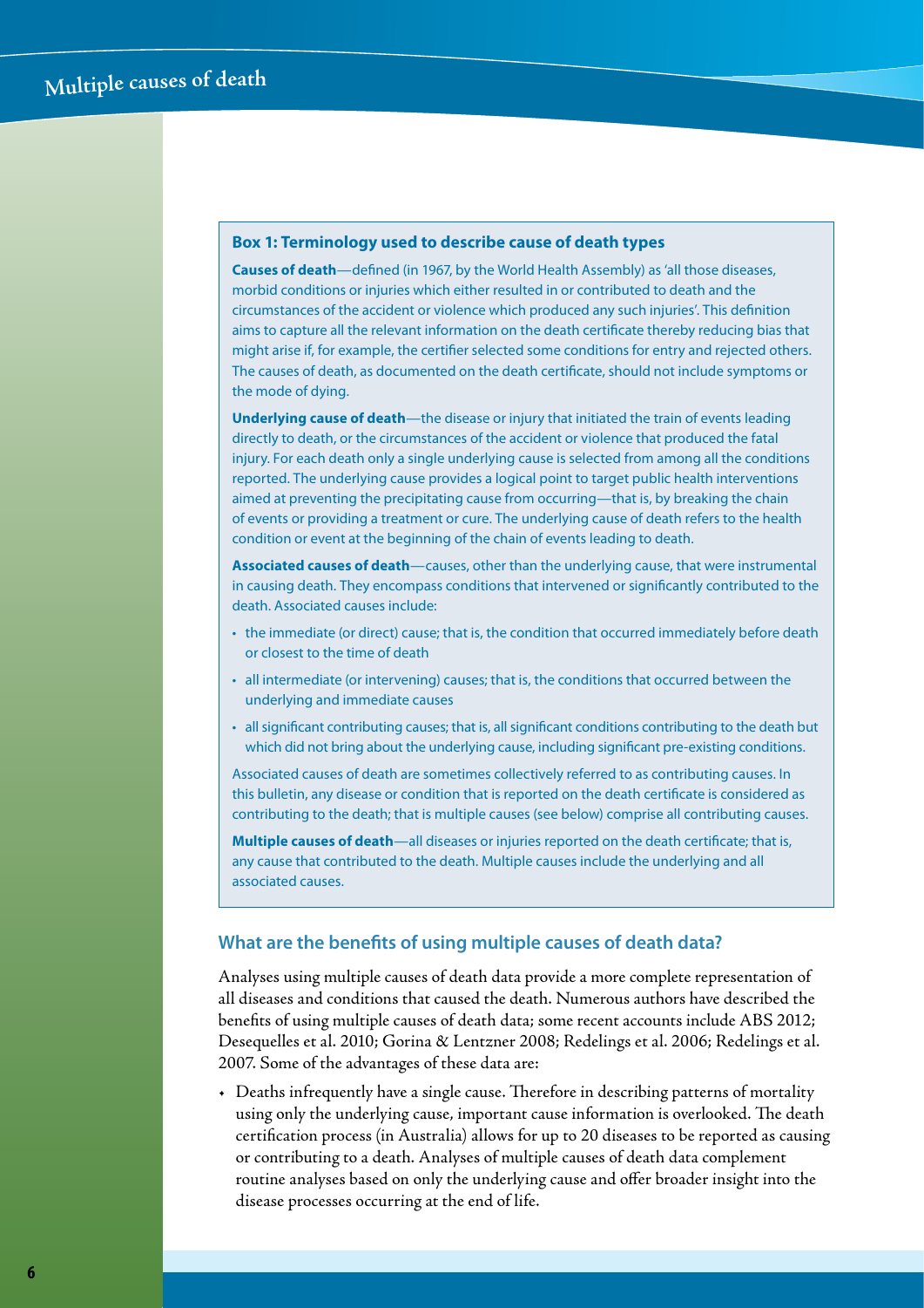### Box 1: Terminology used to describe cause of death types

**Causes of death**—defined (in 1967, by the World Health Assembly) as 'all those diseases, morbid conditions or injuries which either resulted in or contributed to death and the circumstances of the accident or violence which produced any such injuries'. This definition aims to capture all the relevant information on the death certificate thereby reducing bias that might arise if, for example, the certifier selected some conditions for entry and rejected others. The causes of death, as documented on the death certificate, should not include symptoms or the mode of dying.

**Underlying cause of death**—the disease or injury that initiated the train of events leading directly to death, or the circumstances of the accident or violence that produced the fatal injury. For each death only a single underlying cause is selected from among all the conditions reported. The underlying cause provides a logical point to target public health interventions aimed at preventing the precipitating cause from occurring—that is, by breaking the chain of events or providing a treatment or cure. The underlying cause of death refers to the health condition or event at the beginning of the chain of events leading to death.

**Associated causes of death**—causes, other than the underlying cause, that were instrumental in causing death. They encompass conditions that intervened or significantly contributed to the death. Associated causes include:

- the immediate (or direct) cause; that is, the condition that occurred immediately before death or closest to the time of death
- all intermediate (or intervening) causes; that is, the conditions that occurred between the underlying and immediate causes
- all significant contributing causes; that is, all significant conditions contributing to the death but which did not bring about the underlying cause, including significant pre-existing conditions.

Associated causes of death are sometimes collectively referred to as contributing causes. In this bulletin, any disease or condition that is reported on the death certificate is considered as contributing to the death; that is multiple causes (see below) comprise all contributing causes.

**Multiple causes of death**—all diseases or injuries reported on the death certificate; that is, any cause that contributed to the death. Multiple causes include the underlying and all associated causes.

## What are the benefits of using multiple causes of death data?

Analyses using multiple causes of death data provide a more complete representation of all diseases and conditions that caused the death. Numerous authors have described the benefits of using multiple causes of death data; some recent accounts include ABS 2012; Desequelles et al. 2010; Gorina & Lentzner 2008; Redelings et al. 2006; Redelings et al. 2007. Some of the advantages of these data are:

- Deaths infrequently have a single cause. Therefore in describing patterns of mortality using only the underlying cause, important cause information is overlooked. The death certification process (in Australia) allows for up to 20 diseases to be reported as causing or contributing to a death. Analyses of multiple causes of death data complement routine analyses based on only the underlying cause and offer broader insight into the disease processes occurring at the end of life.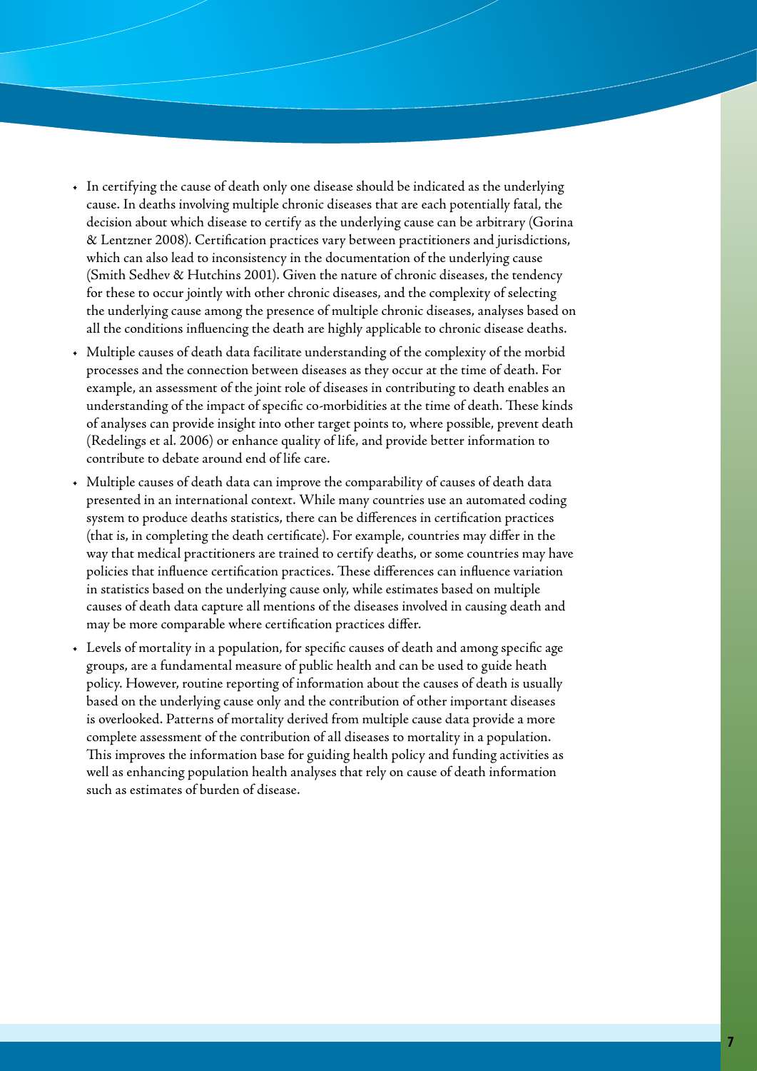- In certifying the cause of death only one disease should be indicated as the underlying cause. In deaths involving multiple chronic diseases that are each potentially fatal, the decision about which disease to certify as the underlying cause can be arbitrary (Gorina & Lentzner 2008). Certification practices vary between practitioners and jurisdictions, which can also lead to inconsistency in the documentation of the underlying cause (Smith Sedhev & Hutchins 2001). Given the nature of chronic diseases, the tendency for these to occur jointly with other chronic diseases, and the complexity of selecting the underlying cause among the presence of multiple chronic diseases, analyses based on all the conditions influencing the death are highly applicable to chronic disease deaths.
- Multiple causes of death data facilitate understanding of the complexity of the morbid processes and the connection between diseases as they occur at the time of death. For example, an assessment of the joint role of diseases in contributing to death enables an understanding of the impact of specific co-morbidities at the time of death. These kinds of analyses can provide insight into other target points to, where possible, prevent death (Redelings et al. 2006) or enhance quality of life, and provide better information to contribute to debate around end of life care.
- Multiple causes of death data can improve the comparability of causes of death data presented in an international context. While many countries use an automated coding system to produce deaths statistics, there can be differences in certification practices (that is, in completing the death certificate). For example, countries may differ in the way that medical practitioners are trained to certify deaths, or some countries may have policies that influence certification practices. These differences can influence variation in statistics based on the underlying cause only, while estimates based on multiple causes of death data capture all mentions of the diseases involved in causing death and may be more comparable where certification practices differ.
- Levels of mortality in a population, for specific causes of death and among specific age groups, are a fundamental measure of public health and can be used to guide heath policy. However, routine reporting of information about the causes of death is usually based on the underlying cause only and the contribution of other important diseases is overlooked. Patterns of mortality derived from multiple cause data provide a more complete assessment of the contribution of all diseases to mortality in a population. This improves the information base for guiding health policy and funding activities as well as enhancing population health analyses that rely on cause of death information such as estimates of burden of disease.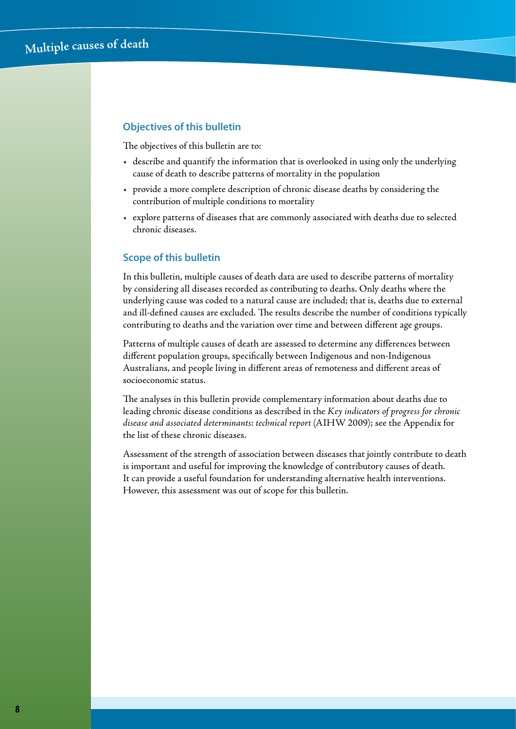## Objectives of this bulletin

The objectives of this bulletin are to:

- describe and quantify the information that is overlooked in using only the underlying cause of death to describe patterns of mortality in the population
- provide a more complete description of chronic disease deaths by considering the contribution of multiple conditions to mortality
- explore patterns of diseases that are commonly associated with deaths due to selected chronic diseases.

## Scope of this bulletin

In this bulletin, multiple causes of death data are used to describe patterns of mortality by considering all diseases recorded as contributing to deaths. Only deaths where the underlying cause was coded to a natural cause are included; that is, deaths due to external and ill-defined causes are excluded. The results describe the number of conditions typically contributing to deaths and the variation over time and between different age groups.

Patterns of multiple causes of death are assessed to determine any differences between different population groups, specifically between Indigenous and non-Indigenous Australians, and people living in different areas of remoteness and different areas of socioeconomic status.

The analyses in this bulletin provide complementary information about deaths due to leading chronic disease conditions as described in the *Key indicators of progress for chronic disease and associated determinants: technical report* (AIHW 2009); see the Appendix for the list of these chronic diseases.

Assessment of the strength of association between diseases that jointly contribute to death is important and useful for improving the knowledge of contributory causes of death. It can provide a useful foundation for understanding alternative health interventions. However, this assessment was out of scope for this bulletin.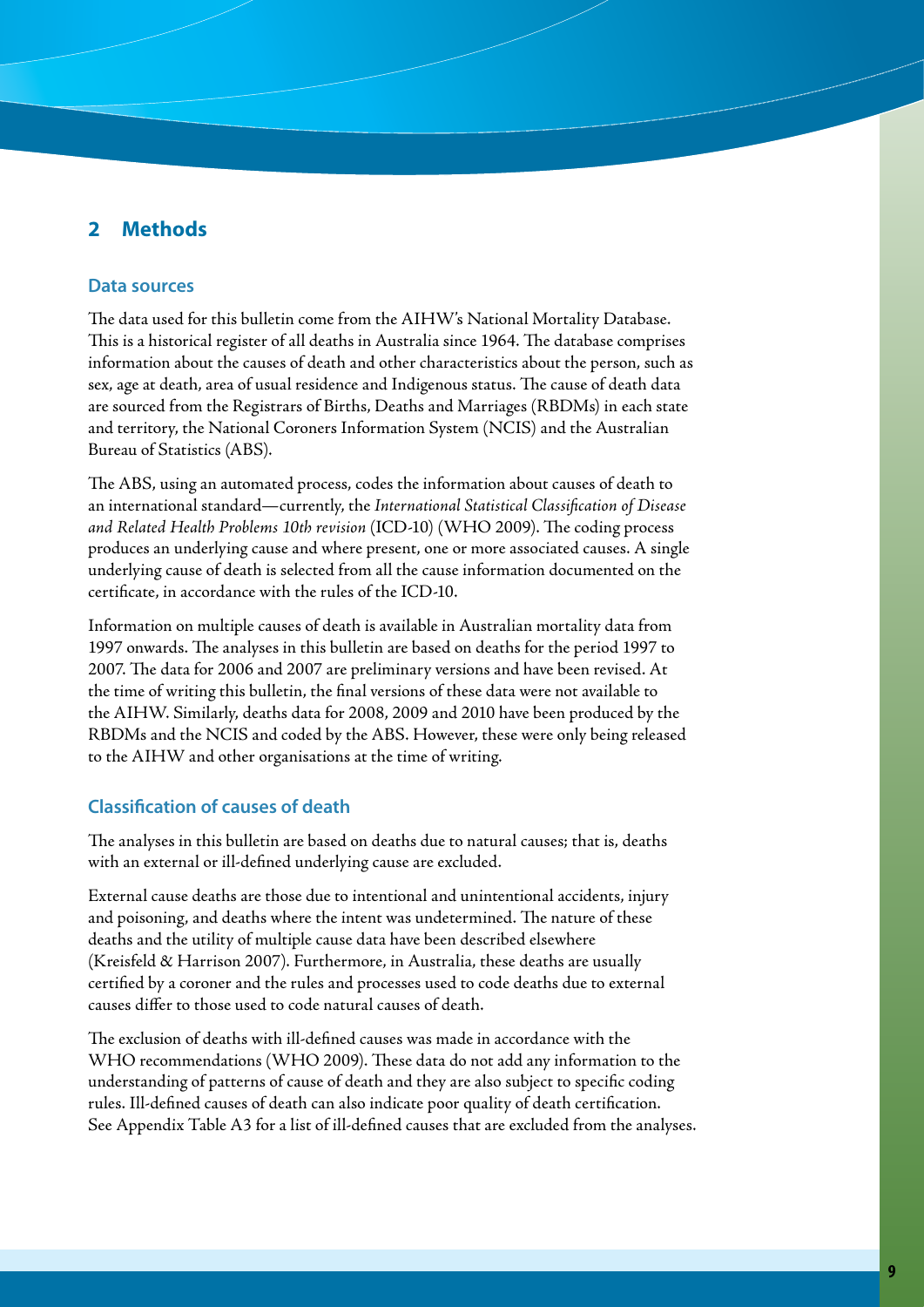## 2 Methods

### Data sources

The data used for this bulletin come from the AIHW's National Mortality Database. This is a historical register of all deaths in Australia since 1964. The database comprises information about the causes of death and other characteristics about the person, such as sex, age at death, area of usual residence and Indigenous status. The cause of death data are sourced from the Registrars of Births, Deaths and Marriages (RBDMs) in each state and territory, the National Coroners Information System (NCIS) and the Australian Bureau of Statistics (ABS).

The ABS, using an automated process, codes the information about causes of death to an international standard—currently, the *International Statistical Classification of Disease and Related Health Problems 10th revision* (ICD-10) (WHO 2009). The coding process produces an underlying cause and where present, one or more associated causes. A single underlying cause of death is selected from all the cause information documented on the certificate, in accordance with the rules of the ICD-10.

Information on multiple causes of death is available in Australian mortality data from 1997 onwards. The analyses in this bulletin are based on deaths for the period 1997 to 2007. The data for 2006 and 2007 are preliminary versions and have been revised. At the time of writing this bulletin, the final versions of these data were not available to the AIHW. Similarly, deaths data for 2008, 2009 and 2010 have been produced by the RBDMs and the NCIS and coded by the ABS. However, these were only being released to the AIHW and other organisations at the time of writing.

### Classification of causes of death

The analyses in this bulletin are based on deaths due to natural causes; that is, deaths with an external or ill-defined underlying cause are excluded.

External cause deaths are those due to intentional and unintentional accidents, injury and poisoning, and deaths where the intent was undetermined. The nature of these deaths and the utility of multiple cause data have been described elsewhere (Kreisfeld & Harrison 2007). Furthermore, in Australia, these deaths are usually certified by a coroner and the rules and processes used to code deaths due to external causes differ to those used to code natural causes of death.

The exclusion of deaths with ill-defined causes was made in accordance with the WHO recommendations (WHO 2009). These data do not add any information to the understanding of patterns of cause of death and they are also subject to specific coding rules. Ill-defined causes of death can also indicate poor quality of death certification. See Appendix Table A3 for a list of ill-defined causes that are excluded from the analyses.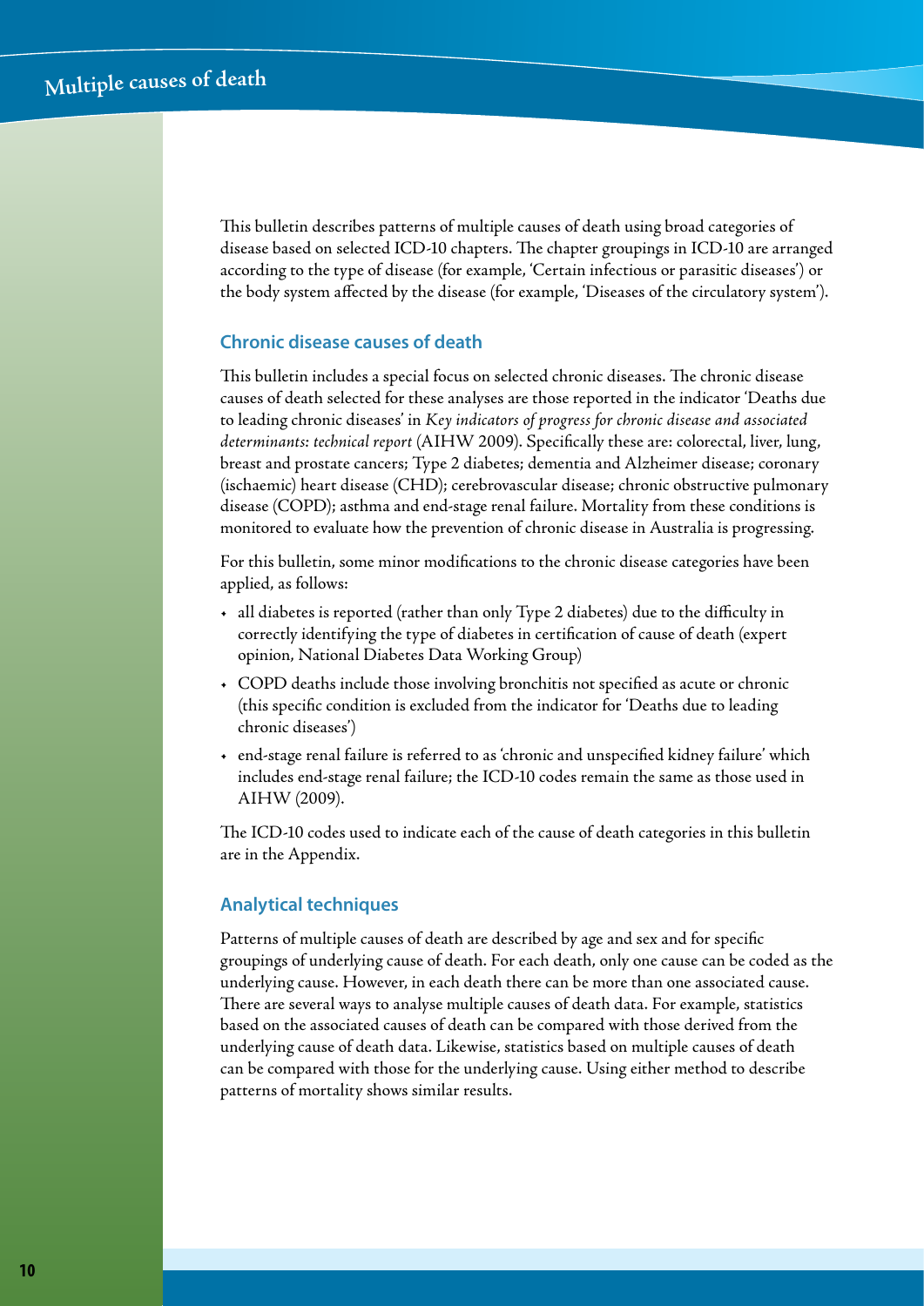This bulletin describes patterns of multiple causes of death using broad categories of disease based on selected ICD-10 chapters. The chapter groupings in ICD-10 are arranged according to the type of disease (for example, 'Certain infectious or parasitic diseases') or the body system affected by the disease (for example, 'Diseases of the circulatory system').

### Chronic disease causes of death

This bulletin includes a special focus on selected chronic diseases. The chronic disease causes of death selected for these analyses are those reported in the indicator 'Deaths due to leading chronic diseases' in *Key indicators of progress for chronic disease and associated determinants: technical report* (AIHW 2009). Specifically these are: colorectal, liver, lung, breast and prostate cancers; Type 2 diabetes; dementia and Alzheimer disease; coronary (ischaemic) heart disease (CHD); cerebrovascular disease; chronic obstructive pulmonary disease (COPD); asthma and end-stage renal failure. Mortality from these conditions is monitored to evaluate how the prevention of chronic disease in Australia is progressing.

For this bulletin, some minor modifications to the chronic disease categories have been applied, as follows:

- all diabetes is reported (rather than only Type 2 diabetes) due to the difficulty in correctly identifying the type of diabetes in certification of cause of death (expert opinion, National Diabetes Data Working Group)
- COPD deaths include those involving bronchitis not specified as acute or chronic (this specific condition is excluded from the indicator for 'Deaths due to leading chronic diseases')
- end-stage renal failure is referred to as 'chronic and unspecified kidney failure' which includes end-stage renal failure; the ICD-10 codes remain the same as those used in AIHW (2009).

The ICD-10 codes used to indicate each of the cause of death categories in this bulletin are in the Appendix.

### Analytical techniques

Patterns of multiple causes of death are described by age and sex and for specific groupings of underlying cause of death. For each death, only one cause can be coded as the underlying cause. However, in each death there can be more than one associated cause. There are several ways to analyse multiple causes of death data. For example, statistics based on the associated causes of death can be compared with those derived from the underlying cause of death data. Likewise, statistics based on multiple causes of death can be compared with those for the underlying cause. Using either method to describe patterns of mortality shows similar results.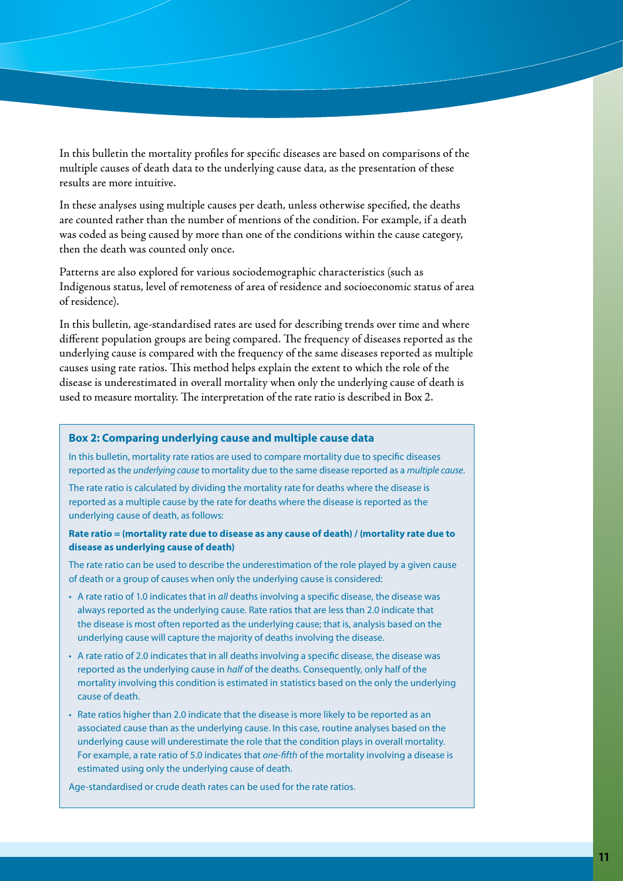In this bulletin the mortality profiles for specific diseases are based on comparisons of the multiple causes of death data to the underlying cause data, as the presentation of these results are more intuitive.

In these analyses using multiple causes per death, unless otherwise specified, the deaths are counted rather than the number of mentions of the condition. For example, if a death was coded as being caused by more than one of the conditions within the cause category, then the death was counted only once.

Patterns are also explored for various sociodemographic characteristics (such as Indigenous status, level of remoteness of area of residence and socioeconomic status of area of residence).

In this bulletin, age-standardised rates are used for describing trends over time and where different population groups are being compared. The frequency of diseases reported as the underlying cause is compared with the frequency of the same diseases reported as multiple causes using rate ratios. This method helps explain the extent to which the role of the disease is underestimated in overall mortality when only the underlying cause of death is used to measure mortality. The interpretation of the rate ratio is described in Box 2.

### Box 2: Comparing underlying cause and multiple cause data

In this bulletin, mortality rate ratios are used to compare mortality due to specific diseases reported as the *underlying cause* to mortality due to the same disease reported as a *multiple cause*.

The rate ratio is calculated by dividing the mortality rate for deaths where the disease is reported as a multiple cause by the rate for deaths where the disease is reported as the underlying cause of death, as follows:

**Rate ratio = (mortality rate due to disease as any cause of death) / (mortality rate due to disease as underlying cause of death)**

The rate ratio can be used to describe the underestimation of the role played by a given cause of death or a group of causes when only the underlying cause is considered:

- A rate ratio of 1.0 indicates that in *all* deaths involving a specific disease, the disease was always reported as the underlying cause. Rate ratios that are less than 2.0 indicate that the disease is most often reported as the underlying cause; that is, analysis based on the underlying cause will capture the majority of deaths involving the disease.
- A rate ratio of 2.0 indicates that in all deaths involving a specific disease, the disease was reported as the underlying cause in *half* of the deaths. Consequently, only half of the mortality involving this condition is estimated in statistics based on the only the underlying cause of death.
- Rate ratios higher than 2.0 indicate that the disease is more likely to be reported as an associated cause than as the underlying cause. In this case, routine analyses based on the underlying cause will underestimate the role that the condition plays in overall mortality. For example, a rate ratio of 5.0 indicates that *one-fifth* of the mortality involving a disease is estimated using only the underlying cause of death.

Age-standardised or crude death rates can be used for the rate ratios.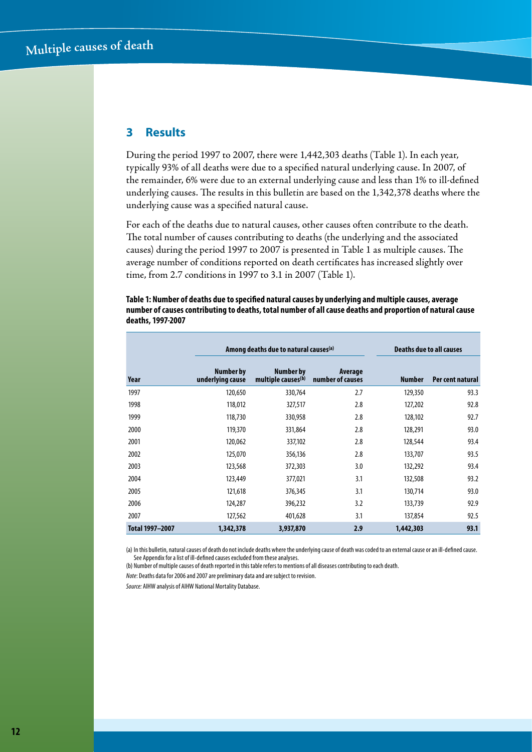## 3 Results

During the period 1997 to 2007, there were 1,442,303 deaths (Table 1). In each year, typically 93% of all deaths were due to a specified natural underlying cause. In 2007, of the remainder, 6% were due to an external underlying cause and less than 1% to ill-defined underlying causes. The results in this bulletin are based on the 1,342,378 deaths where the underlying cause was a specified natural cause.

For each of the deaths due to natural causes, other causes often contribute to the death. The total number of causes contributing to deaths (the underlying and the associated causes) during the period 1997 to 2007 is presented in Table 1 as multiple causes. The average number of conditions reported on death certificates has increased slightly over time, from 2.7 conditions in 1997 to 3.1 in 2007 (Table 1).

**Table 1: Number of deaths due to specified natural causes by underlying and multiple causes, average number of causes contributing to deaths, total number of all cause deaths and proportion of natural cause deaths, 1997-2007**

| | Among deaths due to natural causes[(a)] | | | Deaths due to all causes | |
|---|---|---|---|---|---|
| Year | Number by underlying cause | Number by multiple causes[(b)] | Average number of causes | Number | Per cent natural |
| 1997 | 120,650 | 330,764 | 2.7 | 129,350 | 93.3 |
| 1998 | 118,012 | 327,517 | 2.8 | 127,202 | 92.8 |
| 1999 | 118,730 | 330,958 | 2.8 | 128,102 | 92.7 |
| 2000 | 119,370 | 331,864 | 2.8 | 128,291 | 93.0 |
| 2001 | 120,062 | 337,102 | 2.8 | 128,544 | 93.4 |
| 2002 | 125,070 | 356,136 | 2.8 | 133,707 | 93.5 |
| 2003 | 123,568 | 372,303 | 3.0 | 132,292 | 93.4 |
| 2004 | 123,449 | 377,021 | 3.1 | 132,508 | 93.2 |
| 2005 | 121,618 | 376,345 | 3.1 | 130,714 | 93.0 |
| 2006 | 124,287 | 396,232 | 3.2 | 133,739 | 92.9 |
| 2007 | 127,562 | 401,628 | 3.1 | 137,854 | 92.5 |
| **Total 1997–2007** | **1,342,378** | **3,937,870** | **2.9** | **1,442,303** | **93.1** |

(a) In this bulletin, natural causes of death do not include deaths where the underlying cause of death was coded to an external cause or an ill-defined cause. See Appendix for a list of ill-defined causes excluded from these analyses.

(b) Number of multiple causes of death reported in this table refers to mentions of all diseases contributing to each death.

*Note*: Deaths data for 2006 and 2007 are preliminary data and are subject to revision.

*Source:* AIHW analysis of AIHW National Mortality Database.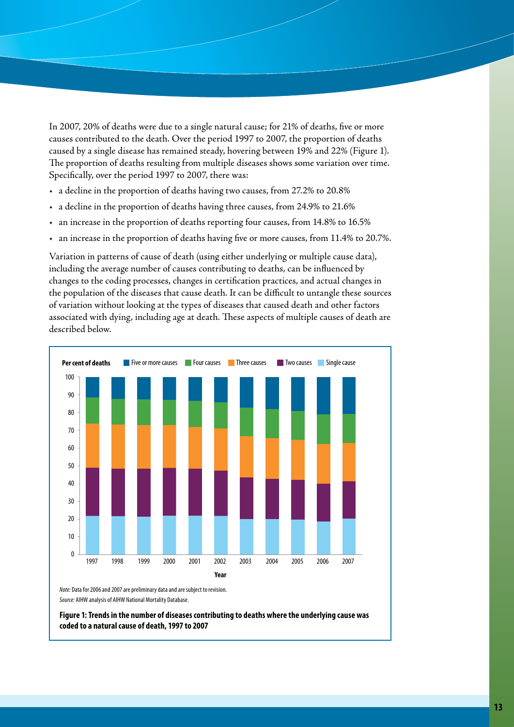In 2007, 20% of deaths were due to a single natural cause; for 21% of deaths, five or more causes contributed to the death. Over the period 1997 to 2007, the proportion of deaths caused by a single disease has remained steady, hovering between 19% and 22% (Figure 1). The proportion of deaths resulting from multiple diseases shows some variation over time. Specifically, over the period 1997 to 2007, there was:

- a decline in the proportion of deaths having two causes, from 27.2% to 20.8%
- a decline in the proportion of deaths having three causes, from 24.9% to 21.6%
- an increase in the proportion of deaths reporting four causes, from 14.8% to 16.5%
- an increase in the proportion of deaths having five or more causes, from 11.4% to 20.7%.

Variation in patterns of cause of death (using either underlying or multiple cause data), including the average number of causes contributing to deaths, can be influenced by changes to the coding processes, changes in certification practices, and actual changes in the population of the diseases that cause death. It can be difficult to untangle these sources of variation without looking at the types of diseases that caused death and other factors associated with dying, including age at death. These aspects of multiple causes of death are described below.

*Note:* Data for 2006 and 2007 are preliminary data and are subject to revision.

*Source:* AIHW analysis of AIHW National Mortality Database.

**Figure 1: Trends in the number of diseases contributing to deaths where the underlying cause was coded to a natural cause of death, 1997 to 2007**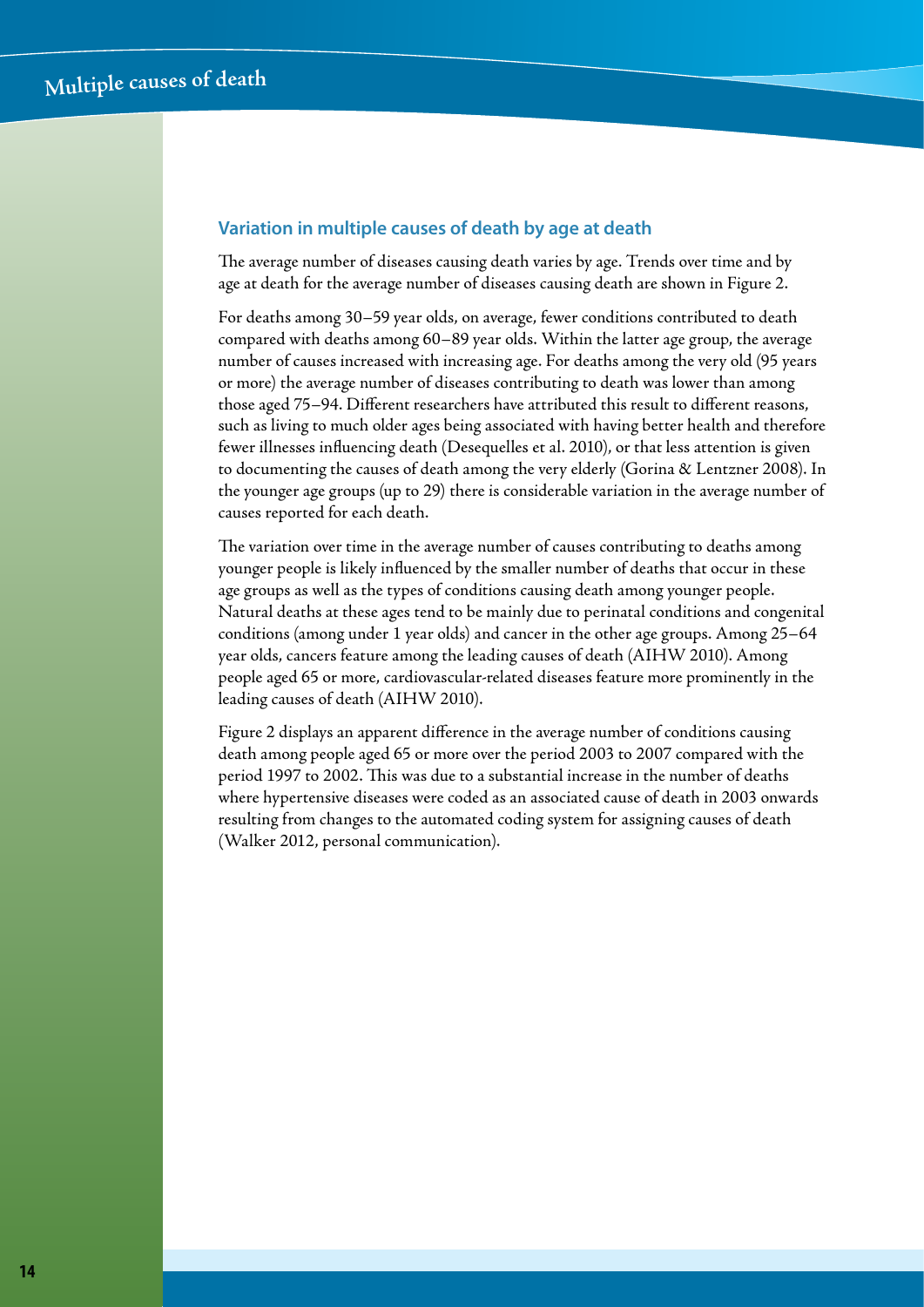### Variation in multiple causes of death by age at death

The average number of diseases causing death varies by age. Trends over time and by age at death for the average number of diseases causing death are shown in Figure 2.

For deaths among 30–59 year olds, on average, fewer conditions contributed to death compared with deaths among 60–89 year olds. Within the latter age group, the average number of causes increased with increasing age. For deaths among the very old (95 years or more) the average number of diseases contributing to death was lower than among those aged 75–94. Different researchers have attributed this result to different reasons, such as living to much older ages being associated with having better health and therefore fewer illnesses influencing death (Desequelles et al. 2010), or that less attention is given to documenting the causes of death among the very elderly (Gorina & Lentzner 2008). In the younger age groups (up to 29) there is considerable variation in the average number of causes reported for each death.

The variation over time in the average number of causes contributing to deaths among younger people is likely influenced by the smaller number of deaths that occur in these age groups as well as the types of conditions causing death among younger people. Natural deaths at these ages tend to be mainly due to perinatal conditions and congenital conditions (among under 1 year olds) and cancer in the other age groups. Among 25–64 year olds, cancers feature among the leading causes of death (AIHW 2010). Among people aged 65 or more, cardiovascular-related diseases feature more prominently in the leading causes of death (AIHW 2010).

Figure 2 displays an apparent difference in the average number of conditions causing death among people aged 65 or more over the period 2003 to 2007 compared with the period 1997 to 2002. This was due to a substantial increase in the number of deaths where hypertensive diseases were coded as an associated cause of death in 2003 onwards resulting from changes to the automated coding system for assigning causes of death (Walker 2012, personal communication).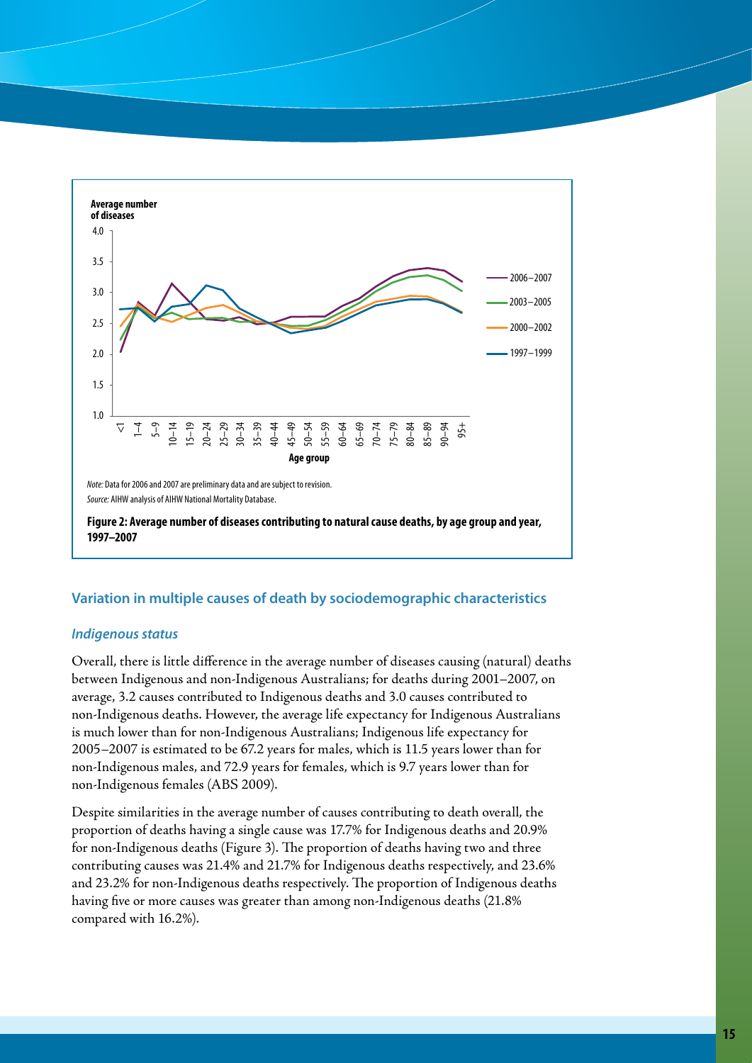*Note:* Data for 2006 and 2007 are preliminary data and are subject to revision.

*Source:* AIHW analysis of AIHW National Mortality Database.

**Figure 2: Average number of diseases contributing to natural cause deaths, by age group and year, 1997–2007**

## Variation in multiple causes of death by sociodemographic characteristics

### *Indigenous status*

Overall, there is little difference in the average number of diseases causing (natural) deaths between Indigenous and non-Indigenous Australians; for deaths during 2001–2007, on average, 3.2 causes contributed to Indigenous deaths and 3.0 causes contributed to non-Indigenous deaths. However, the average life expectancy for Indigenous Australians is much lower than for non-Indigenous Australians; Indigenous life expectancy for 2005–2007 is estimated to be 67.2 years for males, which is 11.5 years lower than for non-Indigenous males, and 72.9 years for females, which is 9.7 years lower than for non-Indigenous females (ABS 2009).

Despite similarities in the average number of causes contributing to death overall, the proportion of deaths having a single cause was 17.7% for Indigenous deaths and 20.9% for non-Indigenous deaths (Figure 3). The proportion of deaths having two and three contributing causes was 21.4% and 21.7% for Indigenous deaths respectively, and 23.6% and 23.2% for non-Indigenous deaths respectively. The proportion of Indigenous deaths having five or more causes was greater than among non-Indigenous deaths (21.8% compared with 16.2%).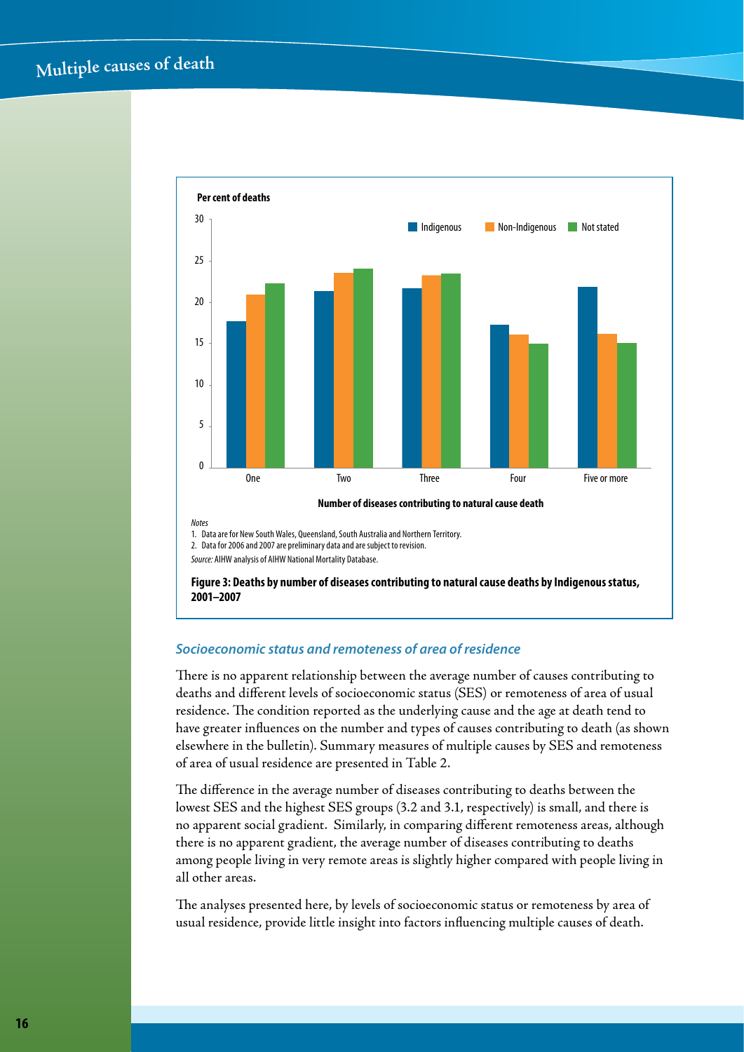Notes

1. Data are for New South Wales, Queensland, South Australia and Northern Territory.
2. Data for 2006 and 2007 are preliminary data and are subject to revision.

*Source:* AIHW analysis of AIHW National Mortality Database.

**Figure 3: Deaths by number of diseases contributing to natural cause deaths by Indigenous status, 2001–2007**

### *Socioeconomic status and remoteness of area of residence*

There is no apparent relationship between the average number of causes contributing to deaths and different levels of socioeconomic status (SES) or remoteness of area of usual residence. The condition reported as the underlying cause and the age at death tend to have greater influences on the number and types of causes contributing to death (as shown elsewhere in the bulletin). Summary measures of multiple causes by SES and remoteness of area of usual residence are presented in Table 2.

The difference in the average number of diseases contributing to deaths between the lowest SES and the highest SES groups (3.2 and 3.1, respectively) is small, and there is no apparent social gradient. Similarly, in comparing different remoteness areas, although there is no apparent gradient, the average number of diseases contributing to deaths among people living in very remote areas is slightly higher compared with people living in all other areas.

The analyses presented here, by levels of socioeconomic status or remoteness by area of usual residence, provide little insight into factors influencing multiple causes of death.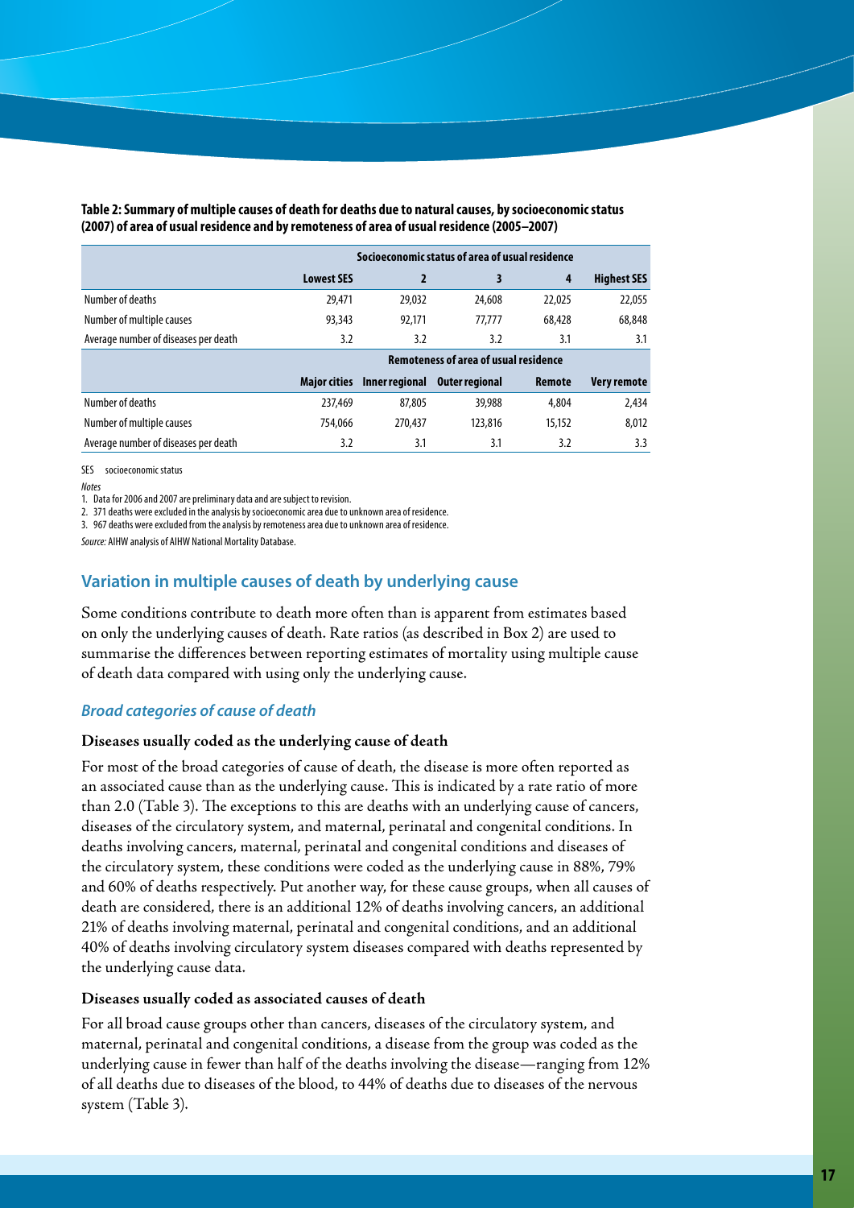**Table 2: Summary of multiple causes of death for deaths due to natural causes, by socioeconomic status (2007) of area of usual residence and by remoteness of area of usual residence (2005–2007)**

| | Socioeconomic status of area of usual residence | | | | |
|---|---|---|---|---|---|
| | **Lowest SES** | **2** | **3** | **4** | **Highest SES** |
| Number of deaths | 29,471 | 29,032 | 24,608 | 22,025 | 22,055 |
| Number of multiple causes | 93,343 | 92,171 | 77,777 | 68,428 | 68,848 |
| Average number of diseases per death | 3.2 | 3.2 | 3.2 | 3.1 | 3.1 |
| | **Remoteness of area of usual residence** | | | | |
| | **Major cities** | **Inner regional** | **Outer regional** | **Remote** | **Very remote** |
| Number of deaths | 237,469 | 87,805 | 39,988 | 4,804 | 2,434 |
| Number of multiple causes | 754,066 | 270,437 | 123,816 | 15,152 | 8,012 |
| Average number of diseases per death | 3.2 | 3.1 | 3.1 | 3.2 | 3.3 |

SES socioeconomic status

*Notes*

1. Data for 2006 and 2007 are preliminary data and are subject to revision.
2. 371 deaths were excluded in the analysis by socioeconomic area due to unknown area of residence.
3. 967 deaths were excluded from the analysis by remoteness area due to unknown area of residence.

*Source:* AIHW analysis of AIHW National Mortality Database.

## Variation in multiple causes of death by underlying cause

Some conditions contribute to death more often than is apparent from estimates based on only the underlying causes of death. Rate ratios (as described in Box 2) are used to summarise the differences between reporting estimates of mortality using multiple cause of death data compared with using only the underlying cause.

### *Broad categories of cause of death*

#### Diseases usually coded as the underlying cause of death

For most of the broad categories of cause of death, the disease is more often reported as an associated cause than as the underlying cause. This is indicated by a rate ratio of more than 2.0 (Table 3). The exceptions to this are deaths with an underlying cause of cancers, diseases of the circulatory system, and maternal, perinatal and congenital conditions. In deaths involving cancers, maternal, perinatal and congenital conditions and diseases of the circulatory system, these conditions were coded as the underlying cause in 88%, 79% and 60% of deaths respectively. Put another way, for these cause groups, when all causes of death are considered, there is an additional 12% of deaths involving cancers, an additional 21% of deaths involving maternal, perinatal and congenital conditions, and an additional 40% of deaths involving circulatory system diseases compared with deaths represented by the underlying cause data.

#### Diseases usually coded as associated causes of death

For all broad cause groups other than cancers, diseases of the circulatory system, and maternal, perinatal and congenital conditions, a disease from the group was coded as the underlying cause in fewer than half of the deaths involving the disease—ranging from 12% of all deaths due to diseases of the blood, to 44% of deaths due to diseases of the nervous system (Table 3).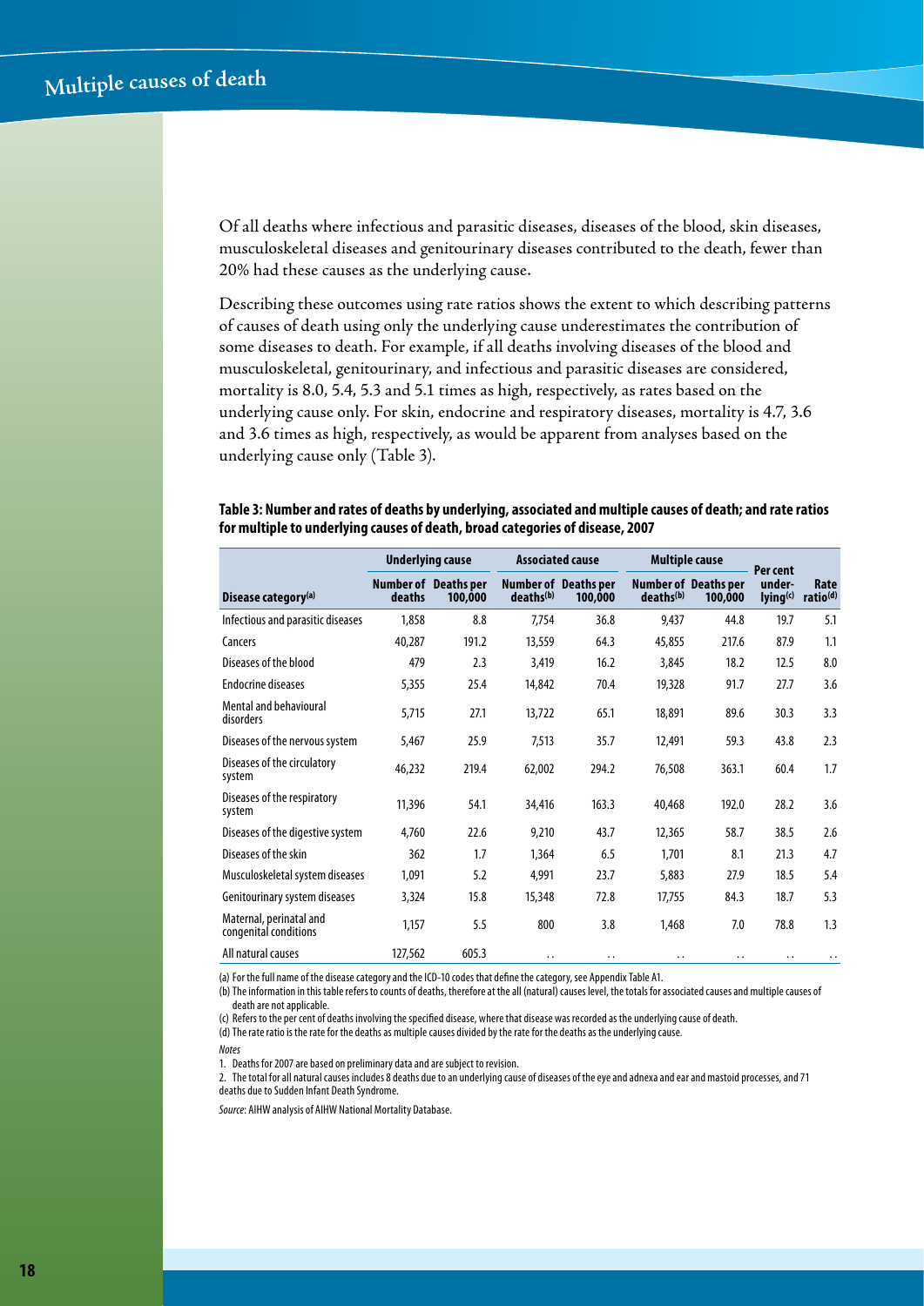Of all deaths where infectious and parasitic diseases, diseases of the blood, skin diseases, musculoskeletal diseases and genitourinary diseases contributed to the death, fewer than 20% had these causes as the underlying cause.

Describing these outcomes using rate ratios shows the extent to which describing patterns of causes of death using only the underlying cause underestimates the contribution of some diseases to death. For example, if all deaths involving diseases of the blood and musculoskeletal, genitourinary, and infectious and parasitic diseases are considered, mortality is 8.0, 5.4, 5.3 and 5.1 times as high, respectively, as rates based on the underlying cause only. For skin, endocrine and respiratory diseases, mortality is 4.7, 3.6 and 3.6 times as high, respectively, as would be apparent from analyses based on the underlying cause only (Table 3).

**Table 3: Number and rates of deaths by underlying, associated and multiple causes of death; and rate ratios for multiple to underlying causes of death, broad categories of disease, 2007**

| | Underlying cause | | Associated cause | | Multiple cause | | | |
|---|---|---|---|---|---|---|---|---|
| Disease category[(a)] | Number of deaths | Deaths per 100,000 | Number of deaths[(b)] | Deaths per 100,000 | Number of deaths[(b)] | Deaths per 100,000 | Per cent under-lying[(c)] | Rate ratio[(d)] |
| Infectious and parasitic diseases | 1,858 | 8.8 | 7,754 | 36.8 | 9,437 | 44.8 | 19.7 | 5.1 |
| Cancers | 40,287 | 191.2 | 13,559 | 64.3 | 45,855 | 217.6 | 87.9 | 1.1 |
| Diseases of the blood | 479 | 2.3 | 3,419 | 16.2 | 3,845 | 18.2 | 12.5 | 8.0 |
| Endocrine diseases | 5,355 | 25.4 | 14,842 | 70.4 | 19,328 | 91.7 | 27.7 | 3.6 |
| Mental and behavioural disorders | 5,715 | 27.1 | 13,722 | 65.1 | 18,891 | 89.6 | 30.3 | 3.3 |
| Diseases of the nervous system | 5,467 | 25.9 | 7,513 | 35.7 | 12,491 | 59.3 | 43.8 | 2.3 |
| Diseases of the circulatory system | 46,232 | 219.4 | 62,002 | 294.2 | 76,508 | 363.1 | 60.4 | 1.7 |
| Diseases of the respiratory system | 11,396 | 54.1 | 34,416 | 163.3 | 40,468 | 192.0 | 28.2 | 3.6 |
| Diseases of the digestive system | 4,760 | 22.6 | 9,210 | 43.7 | 12,365 | 58.7 | 38.5 | 2.6 |
| Diseases of the skin | 362 | 1.7 | 1,364 | 6.5 | 1,701 | 8.1 | 21.3 | 4.7 |
| Musculoskeletal system diseases | 1,091 | 5.2 | 4,991 | 23.7 | 5,883 | 27.9 | 18.5 | 5.4 |
| Genitourinary system diseases | 3,324 | 15.8 | 15,348 | 72.8 | 17,755 | 84.3 | 18.7 | 5.3 |
| Maternal, perinatal and congenital conditions | 1,157 | 5.5 | 800 | 3.8 | 1,468 | 7.0 | 78.8 | 1.3 |
| All natural causes | 127,562 | 605.3 | . . | . . | . . | . . | . . | . . |

(a) For the full name of the disease category and the ICD-10 codes that define the category, see Appendix Table A1.

(b) The information in this table refers to counts of deaths, therefore at the all (natural) causes level, the totals for associated causes and multiple causes of death are not applicable.

(c) Refers to the per cent of deaths involving the specified disease, where that disease was recorded as the underlying cause of death.

(d) The rate ratio is the rate for the deaths as multiple causes divided by the rate for the deaths as the underlying cause.

*Notes*

1. Deaths for 2007 are based on preliminary data and are subject to revision.
2. The total for all natural causes includes 8 deaths due to an underlying cause of diseases of the eye and adnexa and ear and mastoid processes, and 71 deaths due to Sudden Infant Death Syndrome.

*Source*: AIHW analysis of AIHW National Mortality Database.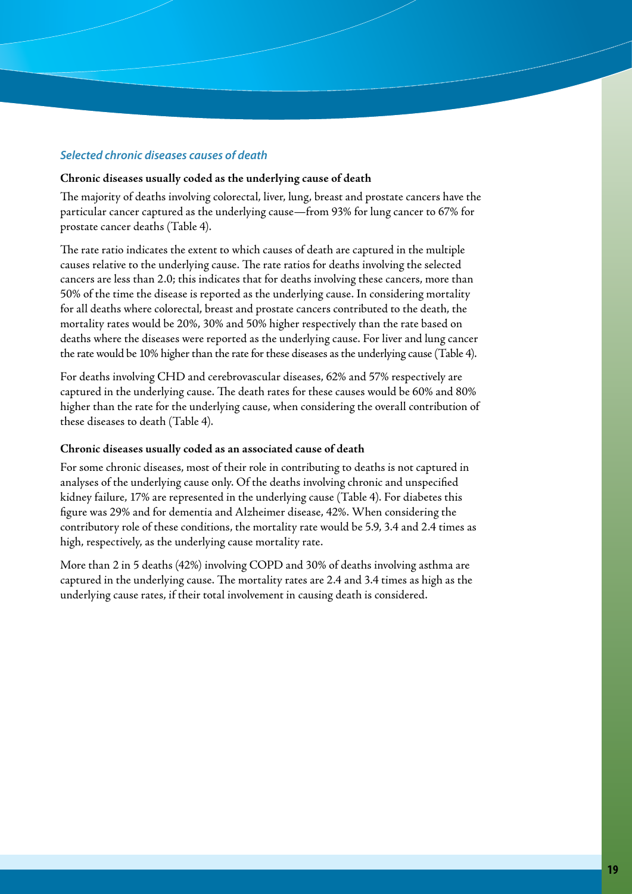### *Selected chronic diseases causes of death*

**Chronic diseases usually coded as the underlying cause of death**

The majority of deaths involving colorectal, liver, lung, breast and prostate cancers have the particular cancer captured as the underlying cause—from 93% for lung cancer to 67% for prostate cancer deaths (Table 4).

The rate ratio indicates the extent to which causes of death are captured in the multiple causes relative to the underlying cause. The rate ratios for deaths involving the selected cancers are less than 2.0; this indicates that for deaths involving these cancers, more than 50% of the time the disease is reported as the underlying cause. In considering mortality for all deaths where colorectal, breast and prostate cancers contributed to the death, the mortality rates would be 20%, 30% and 50% higher respectively than the rate based on deaths where the diseases were reported as the underlying cause. For liver and lung cancer the rate would be 10% higher than the rate for these diseases as the underlying cause (Table 4).

For deaths involving CHD and cerebrovascular diseases, 62% and 57% respectively are captured in the underlying cause. The death rates for these causes would be 60% and 80% higher than the rate for the underlying cause, when considering the overall contribution of these diseases to death (Table 4).

**Chronic diseases usually coded as an associated cause of death**

For some chronic diseases, most of their role in contributing to deaths is not captured in analyses of the underlying cause only. Of the deaths involving chronic and unspecified kidney failure, 17% are represented in the underlying cause (Table 4). For diabetes this figure was 29% and for dementia and Alzheimer disease, 42%. When considering the contributory role of these conditions, the mortality rate would be 5.9, 3.4 and 2.4 times as high, respectively, as the underlying cause mortality rate.

More than 2 in 5 deaths (42%) involving COPD and 30% of deaths involving asthma are captured in the underlying cause. The mortality rates are 2.4 and 3.4 times as high as the underlying cause rates, if their total involvement in causing death is considered.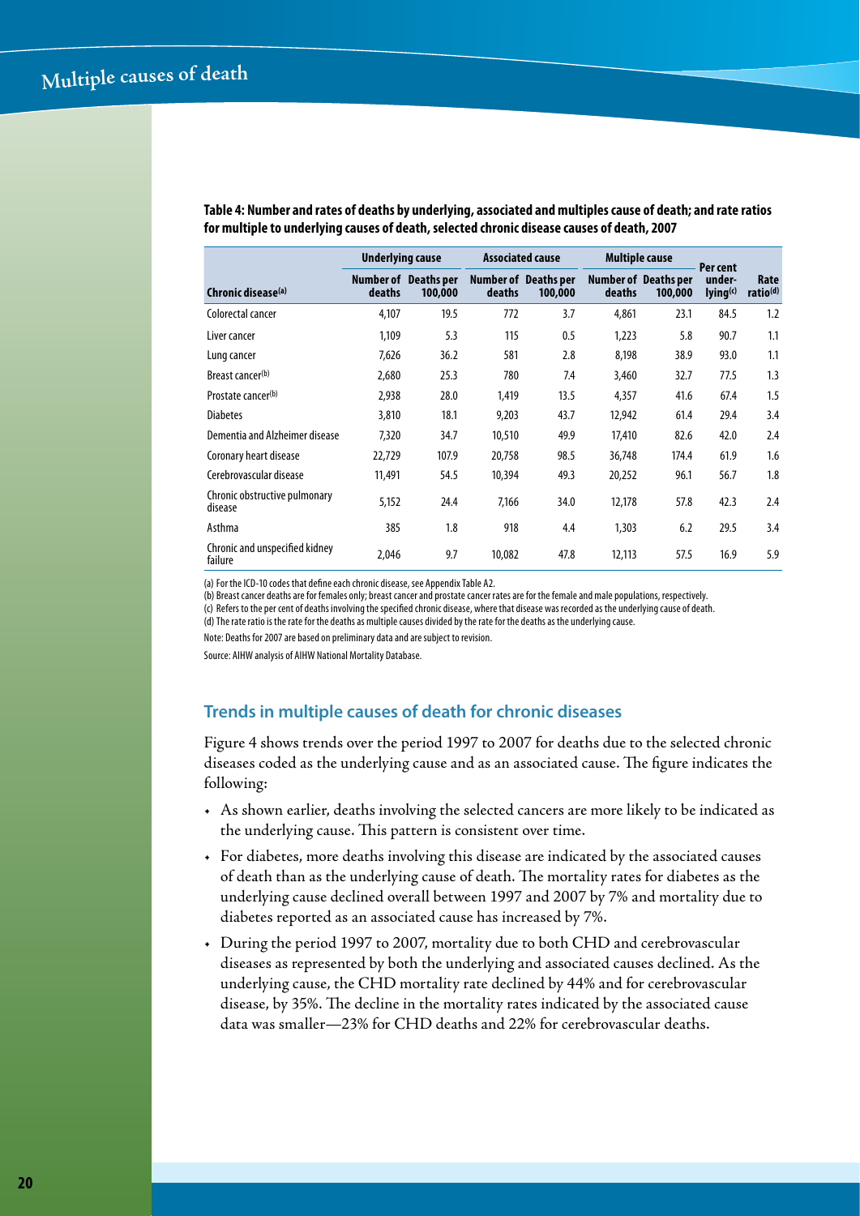**Table 4: Number and rates of deaths by underlying, associated and multiples cause of death; and rate ratios for multiple to underlying causes of death, selected chronic disease causes of death, 2007**

| | Underlying cause | | Associated cause | | Multiple cause | | | |
|---|---|---|---|---|---|---|---|---|
| Chronic disease[(a)] | Number of deaths | Deaths per 100,000 | Number of deaths | Deaths per 100,000 | Number of deaths | Deaths per 100,000 | Per cent underlying[(c)] | Rate ratio[(d)] |
| Colorectal cancer | 4,107 | 19.5 | 772 | 3.7 | 4,861 | 23.1 | 84.5 | 1.2 |
| Liver cancer | 1,109 | 5.3 | 115 | 0.5 | 1,223 | 5.8 | 90.7 | 1.1 |
| Lung cancer | 7,626 | 36.2 | 581 | 2.8 | 8,198 | 38.9 | 93.0 | 1.1 |
| Breast cancer[(b)] | 2,680 | 25.3 | 780 | 7.4 | 3,460 | 32.7 | 77.5 | 1.3 |
| Prostate cancer[(b)] | 2,938 | 28.0 | 1,419 | 13.5 | 4,357 | 41.6 | 67.4 | 1.5 |
| Diabetes | 3,810 | 18.1 | 9,203 | 43.7 | 12,942 | 61.4 | 29.4 | 3.4 |
| Dementia and Alzheimer disease | 7,320 | 34.7 | 10,510 | 49.9 | 17,410 | 82.6 | 42.0 | 2.4 |
| Coronary heart disease | 22,729 | 107.9 | 20,758 | 98.5 | 36,748 | 174.4 | 61.9 | 1.6 |
| Cerebrovascular disease | 11,491 | 54.5 | 10,394 | 49.3 | 20,252 | 96.1 | 56.7 | 1.8 |
| Chronic obstructive pulmonary disease | 5,152 | 24.4 | 7,166 | 34.0 | 12,178 | 57.8 | 42.3 | 2.4 |
| Asthma | 385 | 1.8 | 918 | 4.4 | 1,303 | 6.2 | 29.5 | 3.4 |
| Chronic and unspecified kidney failure | 2,046 | 9.7 | 10,082 | 47.8 | 12,113 | 57.5 | 16.9 | 5.9 |

(a) For the ICD-10 codes that define each chronic disease, see Appendix Table A2.

(b) Breast cancer deaths are for females only; breast cancer and prostate cancer rates are for the female and male populations, respectively.

(c) Refers to the per cent of deaths involving the specified chronic disease, where that disease was recorded as the underlying cause of death.

(d) The rate ratio is the rate for the deaths as multiple causes divided by the rate for the deaths as the underlying cause.

Note: Deaths for 2007 are based on preliminary data and are subject to revision.

Source: AIHW analysis of AIHW National Mortality Database.

## Trends in multiple causes of death for chronic diseases

Figure 4 shows trends over the period 1997 to 2007 for deaths due to the selected chronic diseases coded as the underlying cause and as an associated cause. The figure indicates the following:

- As shown earlier, deaths involving the selected cancers are more likely to be indicated as the underlying cause. This pattern is consistent over time.
- For diabetes, more deaths involving this disease are indicated by the associated causes of death than as the underlying cause of death. The mortality rates for diabetes as the underlying cause declined overall between 1997 and 2007 by 7% and mortality due to diabetes reported as an associated cause has increased by 7%.
- During the period 1997 to 2007, mortality due to both CHD and cerebrovascular diseases as represented by both the underlying and associated causes declined. As the underlying cause, the CHD mortality rate declined by 44% and for cerebrovascular disease, by 35%. The decline in the mortality rates indicated by the associated cause data was smaller—23% for CHD deaths and 22% for cerebrovascular deaths.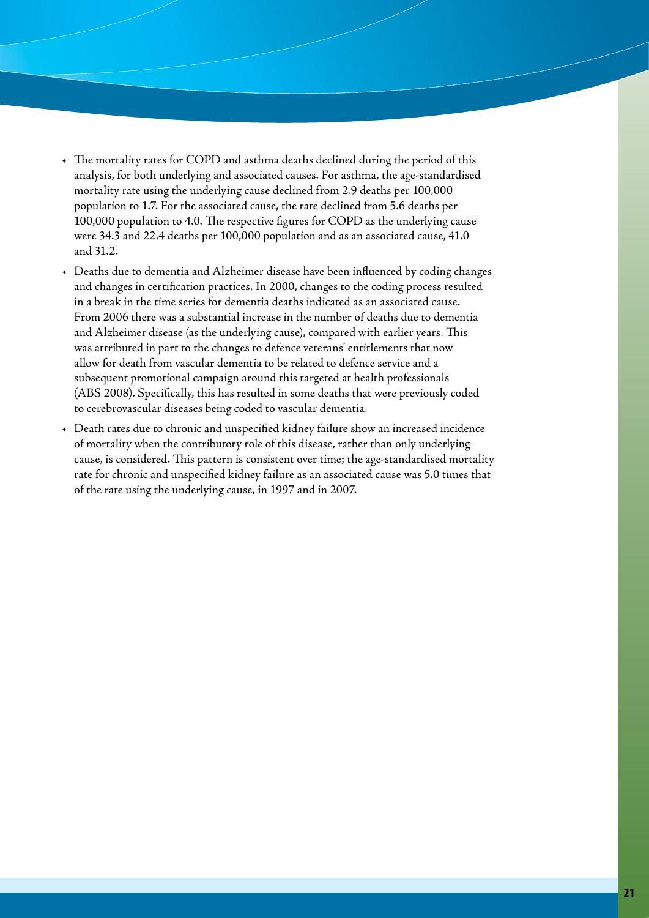- The mortality rates for COPD and asthma deaths declined during the period of this analysis, for both underlying and associated causes. For asthma, the age-standardised mortality rate using the underlying cause declined from 2.9 deaths per 100,000 population to 1.7. For the associated cause, the rate declined from 5.6 deaths per 100,000 population to 4.0. The respective figures for COPD as the underlying cause were 34.3 and 22.4 deaths per 100,000 population and as an associated cause, 41.0 and 31.2.
- Deaths due to dementia and Alzheimer disease have been influenced by coding changes and changes in certification practices. In 2000, changes to the coding process resulted in a break in the time series for dementia deaths indicated as an associated cause. From 2006 there was a substantial increase in the number of deaths due to dementia and Alzheimer disease (as the underlying cause), compared with earlier years. This was attributed in part to the changes to defence veterans' entitlements that now allow for death from vascular dementia to be related to defence service and a subsequent promotional campaign around this targeted at health professionals (ABS 2008). Specifically, this has resulted in some deaths that were previously coded to cerebrovascular diseases being coded to vascular dementia.
- Death rates due to chronic and unspecified kidney failure show an increased incidence of mortality when the contributory role of this disease, rather than only underlying cause, is considered. This pattern is consistent over time; the age-standardised mortality rate for chronic and unspecified kidney failure as an associated cause was 5.0 times that of the rate using the underlying cause, in 1997 and in 2007.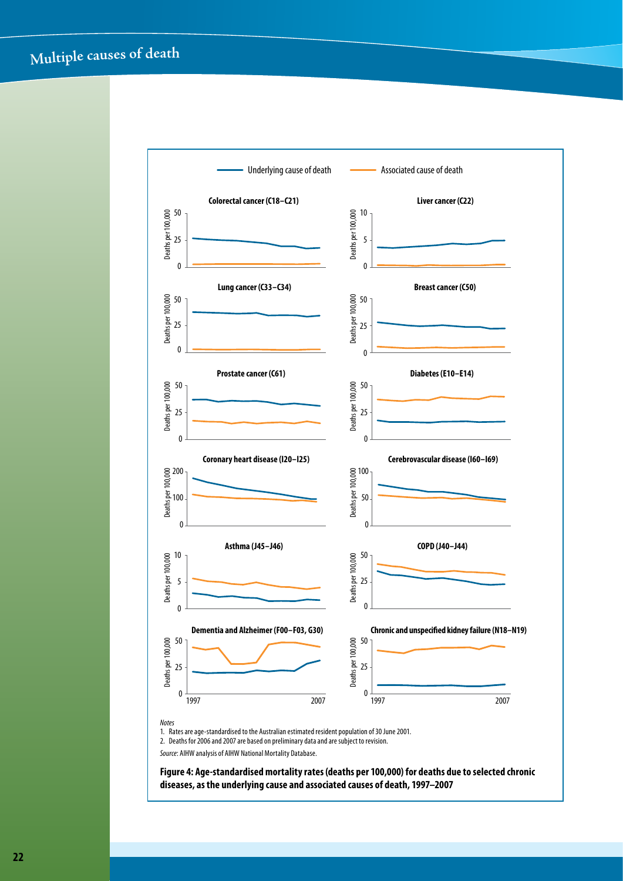Notes

1. Rates are age-standardised to the Australian estimated resident population of 30 June 2001.
2. Deaths for 2006 and 2007 are based on preliminary data and are subject to revision.

*Source*: AIHW analysis of AIHW National Mortality Database.

**Figure 4: Age-standardised mortality rates (deaths per 100,000) for deaths due to selected chronic diseases, as the underlying cause and associated causes of death, 1997–2007**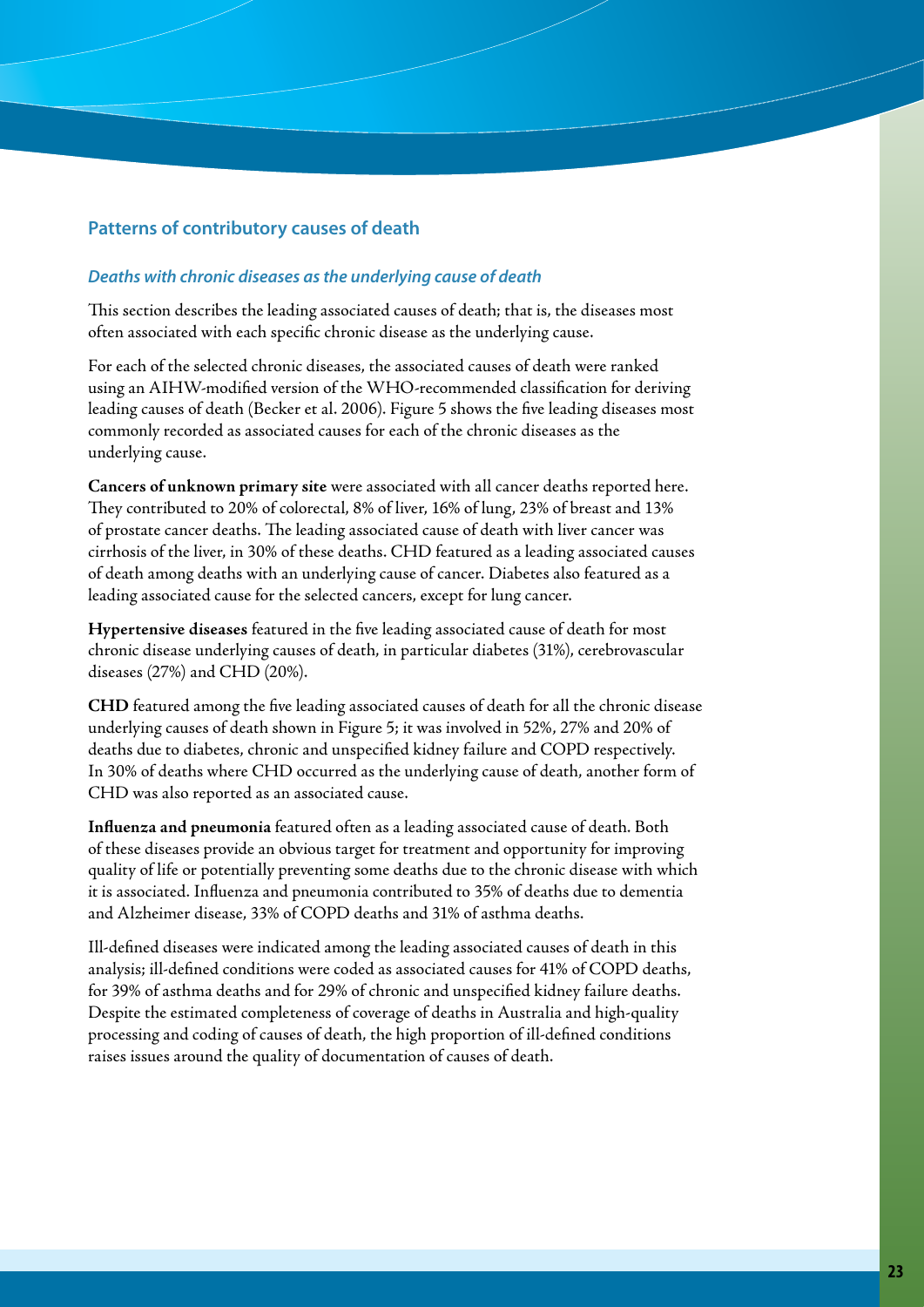## Patterns of contributory causes of death

### *Deaths with chronic diseases as the underlying cause of death*

This section describes the leading associated causes of death; that is, the diseases most often associated with each specific chronic disease as the underlying cause.

For each of the selected chronic diseases, the associated causes of death were ranked using an AIHW-modified version of the WHO-recommended classification for deriving leading causes of death (Becker et al. 2006). Figure 5 shows the five leading diseases most commonly recorded as associated causes for each of the chronic diseases as the underlying cause.

**Cancers of unknown primary site** were associated with all cancer deaths reported here. They contributed to 20% of colorectal, 8% of liver, 16% of lung, 23% of breast and 13% of prostate cancer deaths. The leading associated cause of death with liver cancer was cirrhosis of the liver, in 30% of these deaths. CHD featured as a leading associated causes of death among deaths with an underlying cause of cancer. Diabetes also featured as a leading associated cause for the selected cancers, except for lung cancer.

**Hypertensive diseases** featured in the five leading associated cause of death for most chronic disease underlying causes of death, in particular diabetes (31%), cerebrovascular diseases (27%) and CHD (20%).

**CHD** featured among the five leading associated causes of death for all the chronic disease underlying causes of death shown in Figure 5; it was involved in 52%, 27% and 20% of deaths due to diabetes, chronic and unspecified kidney failure and COPD respectively. In 30% of deaths where CHD occurred as the underlying cause of death, another form of CHD was also reported as an associated cause.

**Influenza and pneumonia** featured often as a leading associated cause of death. Both of these diseases provide an obvious target for treatment and opportunity for improving quality of life or potentially preventing some deaths due to the chronic disease with which it is associated. Influenza and pneumonia contributed to 35% of deaths due to dementia and Alzheimer disease, 33% of COPD deaths and 31% of asthma deaths.

Ill-defined diseases were indicated among the leading associated causes of death in this analysis; ill-defined conditions were coded as associated causes for 41% of COPD deaths, for 39% of asthma deaths and for 29% of chronic and unspecified kidney failure deaths. Despite the estimated completeness of coverage of deaths in Australia and high-quality processing and coding of causes of death, the high proportion of ill-defined conditions raises issues around the quality of documentation of causes of death.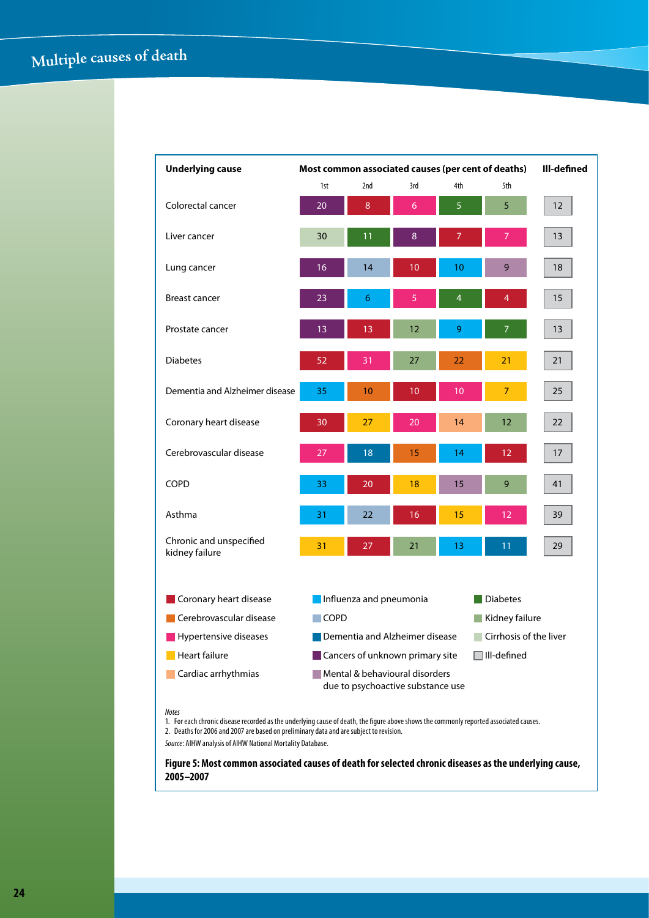| Underlying cause | Most common associated causes (per cent of deaths) 1st | 2nd | 3rd | 4th | 5th | Ill-defined |
|---|---|---|---|---|---|---|
| Colorectal cancer | 20 (Cancers of unknown primary site) | 8 (Coronary heart disease) | 6 (Hypertensive diseases) | 5 (Diabetes) | 5 (Kidney failure) | 12 |
| Liver cancer | 30 (Cirrhosis of the liver) | 11 (Diabetes) | 8 (Cancers of unknown primary site) | 7 (Coronary heart disease) | 7 (Hypertensive diseases) | 13 |
| Lung cancer | 16 (Cancers of unknown primary site) | 14 (COPD) | 10 (Coronary heart disease) | 10 (Influenza and pneumonia) | 9 (Mental & behavioural disorders due to psychoactive substance use) | 18 |
| Breast cancer | 23 (Cancers of unknown primary site) | 6 (Influenza and pneumonia) | 5 (Hypertensive diseases) | 4 (Diabetes) | 4 (Coronary heart disease) | 15 |
| Prostate cancer | 13 (Cancers of unknown primary site) | 13 (Coronary heart disease) | 12 (Kidney failure) | 9 (Influenza and pneumonia) | 7 (Diabetes) | 13 |
| Diabetes | 52 (Coronary heart disease) | 31 (Hypertensive diseases) | 27 (Kidney failure) | 22 (Cerebrovascular disease) | 21 (Heart failure) | 21 |
| Dementia and Alzheimer disease | 35 (Influenza and pneumonia) | 10 (Cerebrovascular disease) | 10 (Coronary heart disease) | 10 (Hypertensive diseases) | 7 (Heart failure) | 25 |
| Coronary heart disease | 30 (Coronary heart disease) | 27 (Heart failure) | 20 (Hypertensive diseases) | 14 (Cardiac arrhythmias) | 12 (Kidney failure) | 22 |
| Cerebrovascular disease | 27 (Hypertensive diseases) | 18 (Dementia and Alzheimer disease) | 15 (Cerebrovascular disease) | 14 (Influenza and pneumonia) | 12 (Coronary heart disease) | 17 |
| COPD | 33 (Influenza and pneumonia) | 20 (Coronary heart disease) | 18 (Heart failure) | 15 (Mental & behavioural disorders due to psychoactive substance use) | 9 (Kidney failure) | 41 |
| Asthma | 31 (Influenza and pneumonia) | 22 (COPD) | 16 (Coronary heart disease) | 15 (Heart failure) | 12 (Hypertensive diseases) | 39 |
| Chronic and unspecified kidney failure | 31 (Heart failure) | 27 (Coronary heart disease) | 21 (Kidney failure) | 13 (Influenza and pneumonia) | 11 (Dementia and Alzheimer disease) | 29 |

*Notes*

1. For each chronic disease recorded as the underlying cause of death, the figure above shows the commonly reported associated causes.
2. Deaths for 2006 and 2007 are based on preliminary data and are subject to revision.

*Source*: AIHW analysis of AIHW National Mortality Database.

**Figure 5: Most common associated causes of death for selected chronic diseases as the underlying cause, 2005–2007**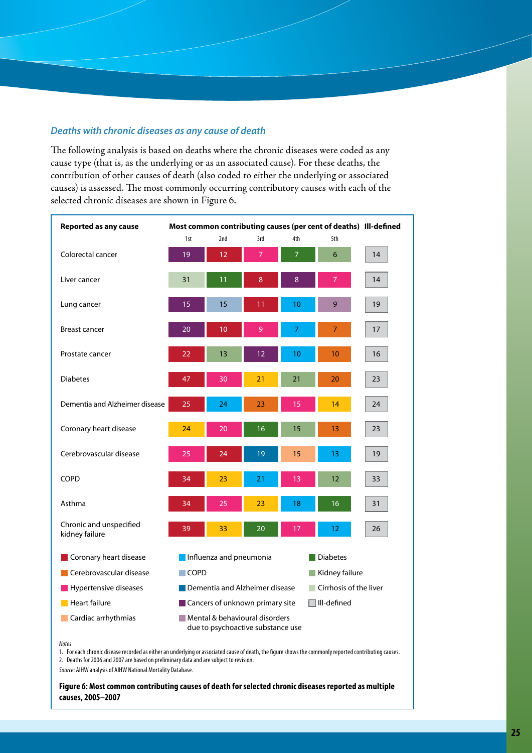### *Deaths with chronic diseases as any cause of death*

The following analysis is based on deaths where the chronic diseases were coded as any cause type (that is, as the underlying or as an associated cause). For these deaths, the contribution of other causes of death (also coded to either the underlying or associated causes) is assessed. The most commonly occurring contributory causes with each of the selected chronic diseases are shown in Figure 6.

| Reported as any cause | Most common contributing causes (per cent of deaths) 1st | 2nd | 3rd | 4th | 5th | Ill-defined |
|---|---|---|---|---|---|---|
| Colorectal cancer | Cancers of unknown primary site 19 | Coronary heart disease 12 | Hypertensive diseases 7 | Diabetes 7 | Kidney failure 6 | 14 |
| Liver cancer | Cirrhosis of the liver 31 | Diabetes 11 | Coronary heart disease 8 | Cancers of unknown primary site 8 | Hypertensive diseases 7 | 14 |
| Lung cancer | Cancers of unknown primary site 15 | COPD 15 | Coronary heart disease 11 | Influenza and pneumonia 10 | Mental & behavioural disorders due to psychoactive substance use 9 | 19 |
| Breast cancer | Cancers of unknown primary site 20 | Coronary heart disease 10 | Hypertensive diseases 9 | Influenza and pneumonia 7 | Cerebrovascular disease 7 | 17 |
| Prostate cancer | Coronary heart disease 22 | Kidney failure 13 | Cancers of unknown primary site 12 | Influenza and pneumonia 10 | Cerebrovascular disease 10 | 16 |
| Diabetes | Coronary heart disease 47 | Hypertensive diseases 30 | Heart failure 21 | Kidney failure 21 | Cerebrovascular disease 20 | 23 |
| Dementia and Alzheimer disease | Coronary heart disease 25 | Influenza and pneumonia 24 | Cerebrovascular disease 23 | Hypertensive diseases 15 | Heart failure 14 | 24 |
| Coronary heart disease | Heart failure 24 | Hypertensive diseases 20 | Diabetes 16 | Kidney failure 15 | Cerebrovascular disease 13 | 23 |
| Cerebrovascular disease | Hypertensive diseases 25 | Coronary heart disease 24 | Dementia and Alzheimer disease 19 | Cardiac arrhythmias 15 | Influenza and pneumonia 13 | 19 |
| COPD | Coronary heart disease 34 | Heart failure 23 | Influenza and pneumonia 21 | Hypertensive diseases 13 | Kidney failure 12 | 33 |
| Asthma | Coronary heart disease 34 | Hypertensive diseases 25 | Heart failure 23 | Influenza and pneumonia 18 | Diabetes 16 | 31 |
| Chronic and unspecified kidney failure | Coronary heart disease 39 | Heart failure 33 | Diabetes 20 | Hypertensive diseases 17 | Influenza and pneumonia 12 | 26 |

*Notes*

1. For each chronic disease recorded as either an underlying or associated cause of death, the figure shows the commonly reported contributing causes.
2. Deaths for 2006 and 2007 are based on preliminary data and are subject to revision.

*Source*: AIHW analysis of AIHW National Mortality Database.

**Figure 6: Most common contributing causes of death for selected chronic diseases reported as multiple causes, 2005–2007**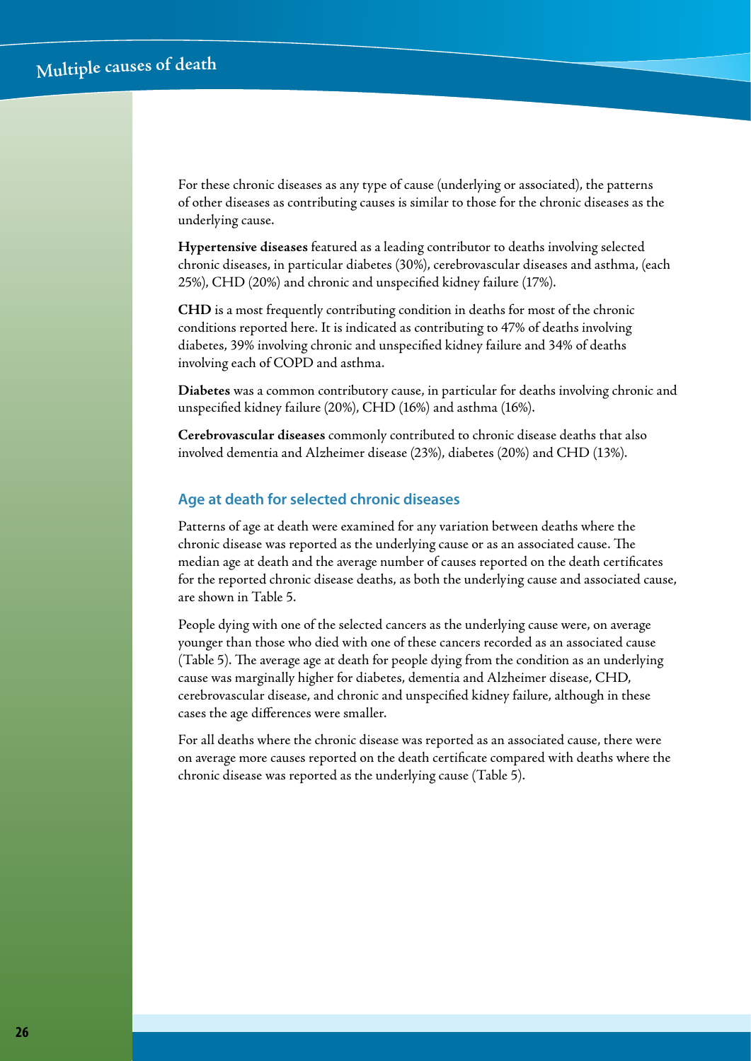For these chronic diseases as any type of cause (underlying or associated), the patterns of other diseases as contributing causes is similar to those for the chronic diseases as the underlying cause.

**Hypertensive diseases** featured as a leading contributor to deaths involving selected chronic diseases, in particular diabetes (30%), cerebrovascular diseases and asthma, (each 25%), CHD (20%) and chronic and unspecified kidney failure (17%).

**CHD** is a most frequently contributing condition in deaths for most of the chronic conditions reported here. It is indicated as contributing to 47% of deaths involving diabetes, 39% involving chronic and unspecified kidney failure and 34% of deaths involving each of COPD and asthma.

**Diabetes** was a common contributory cause, in particular for deaths involving chronic and unspecified kidney failure (20%), CHD (16%) and asthma (16%).

**Cerebrovascular diseases** commonly contributed to chronic disease deaths that also involved dementia and Alzheimer disease (23%), diabetes (20%) and CHD (13%).

## Age at death for selected chronic diseases

Patterns of age at death were examined for any variation between deaths where the chronic disease was reported as the underlying cause or as an associated cause. The median age at death and the average number of causes reported on the death certificates for the reported chronic disease deaths, as both the underlying cause and associated cause, are shown in Table 5.

People dying with one of the selected cancers as the underlying cause were, on average younger than those who died with one of these cancers recorded as an associated cause (Table 5). The average age at death for people dying from the condition as an underlying cause was marginally higher for diabetes, dementia and Alzheimer disease, CHD, cerebrovascular disease, and chronic and unspecified kidney failure, although in these cases the age differences were smaller.

For all deaths where the chronic disease was reported as an associated cause, there were on average more causes reported on the death certificate compared with deaths where the chronic disease was reported as the underlying cause (Table 5).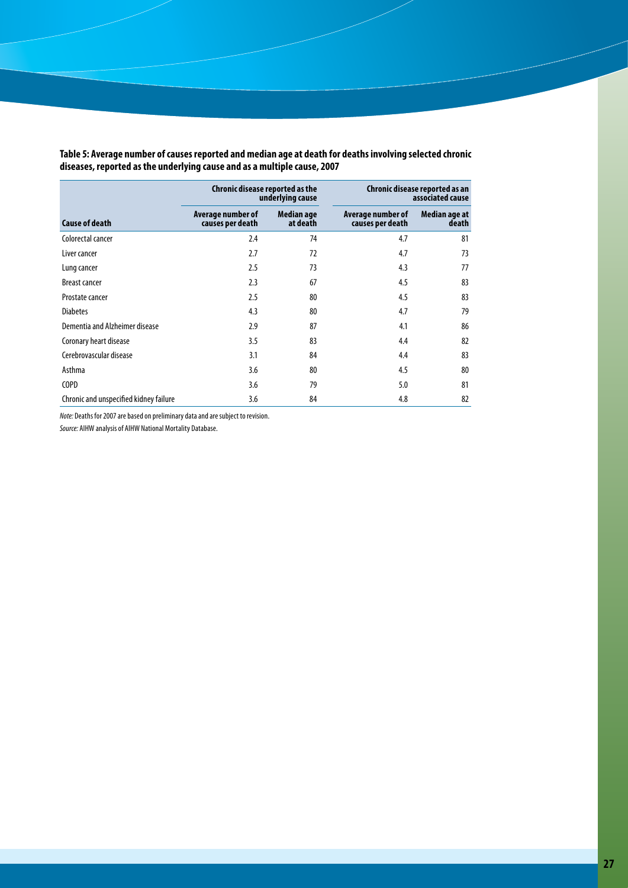**Table 5: Average number of causes reported and median age at death for deaths involving selected chronic diseases, reported as the underlying cause and as a multiple cause, 2007**

| | Chronic disease reported as the underlying cause | | Chronic disease reported as an associated cause | |
|---|---|---|---|---|
| **Cause of death** | **Average number of causes per death** | **Median age at death** | **Average number of causes per death** | **Median age at death** |
| Colorectal cancer | 2.4 | 74 | 4.7 | 81 |
| Liver cancer | 2.7 | 72 | 4.7 | 73 |
| Lung cancer | 2.5 | 73 | 4.3 | 77 |
| Breast cancer | 2.3 | 67 | 4.5 | 83 |
| Prostate cancer | 2.5 | 80 | 4.5 | 83 |
| Diabetes | 4.3 | 80 | 4.7 | 79 |
| Dementia and Alzheimer disease | 2.9 | 87 | 4.1 | 86 |
| Coronary heart disease | 3.5 | 83 | 4.4 | 82 |
| Cerebrovascular disease | 3.1 | 84 | 4.4 | 83 |
| Asthma | 3.6 | 80 | 4.5 | 80 |
| COPD | 3.6 | 79 | 5.0 | 81 |
| Chronic and unspecified kidney failure | 3.6 | 84 | 4.8 | 82 |

*Note:* Deaths for 2007 are based on preliminary data and are subject to revision.

*Source:* AIHW analysis of AIHW National Mortality Database.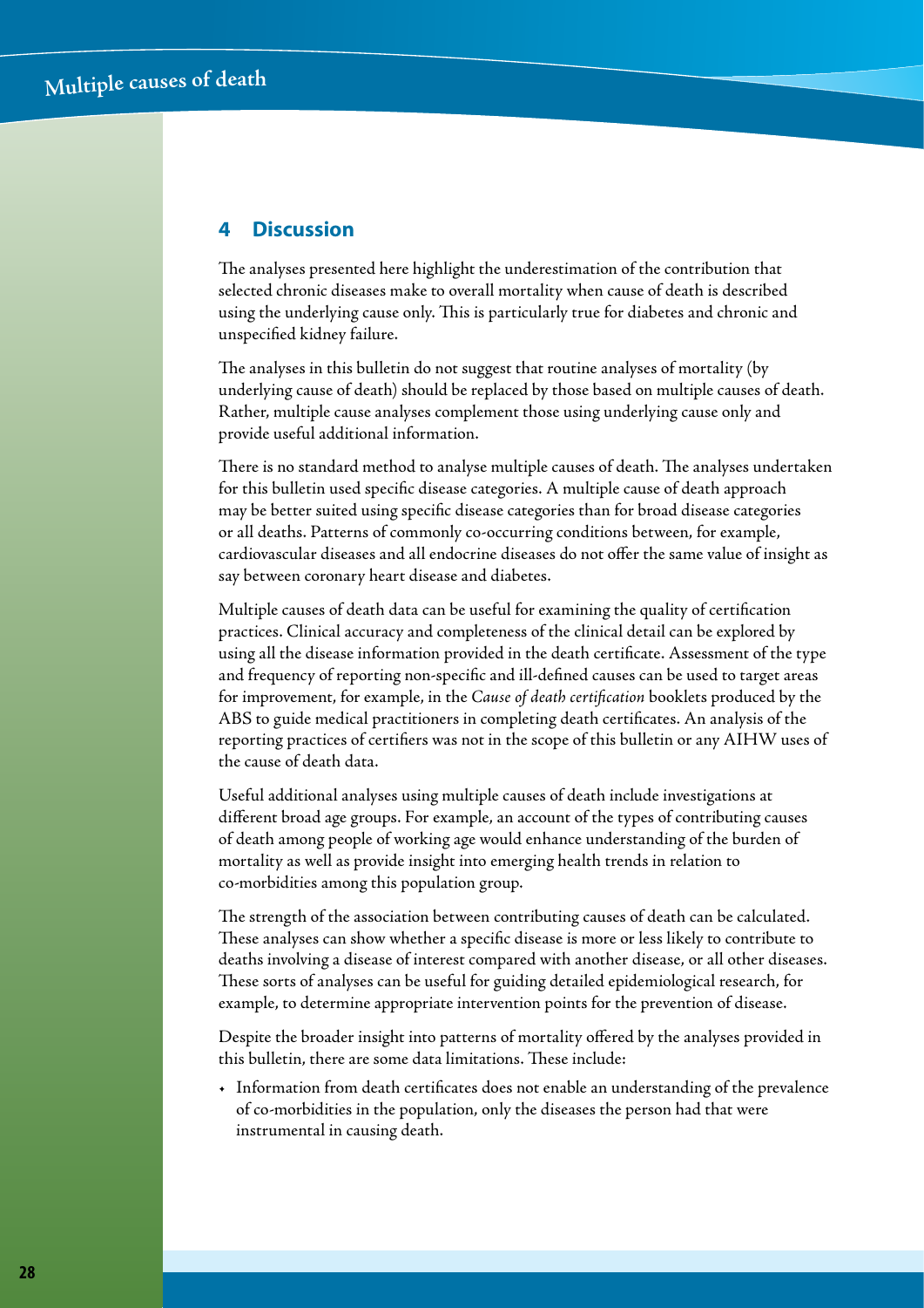## 4 Discussion

The analyses presented here highlight the underestimation of the contribution that selected chronic diseases make to overall mortality when cause of death is described using the underlying cause only. This is particularly true for diabetes and chronic and unspecified kidney failure.

The analyses in this bulletin do not suggest that routine analyses of mortality (by underlying cause of death) should be replaced by those based on multiple causes of death. Rather, multiple cause analyses complement those using underlying cause only and provide useful additional information.

There is no standard method to analyse multiple causes of death. The analyses undertaken for this bulletin used specific disease categories. A multiple cause of death approach may be better suited using specific disease categories than for broad disease categories or all deaths. Patterns of commonly co-occurring conditions between, for example, cardiovascular diseases and all endocrine diseases do not offer the same value of insight as say between coronary heart disease and diabetes.

Multiple causes of death data can be useful for examining the quality of certification practices. Clinical accuracy and completeness of the clinical detail can be explored by using all the disease information provided in the death certificate. Assessment of the type and frequency of reporting non-specific and ill-defined causes can be used to target areas for improvement, for example, in the *Cause of death certification* booklets produced by the ABS to guide medical practitioners in completing death certificates. An analysis of the reporting practices of certifiers was not in the scope of this bulletin or any AIHW uses of the cause of death data.

Useful additional analyses using multiple causes of death include investigations at different broad age groups. For example, an account of the types of contributing causes of death among people of working age would enhance understanding of the burden of mortality as well as provide insight into emerging health trends in relation to co-morbidities among this population group.

The strength of the association between contributing causes of death can be calculated. These analyses can show whether a specific disease is more or less likely to contribute to deaths involving a disease of interest compared with another disease, or all other diseases. These sorts of analyses can be useful for guiding detailed epidemiological research, for example, to determine appropriate intervention points for the prevention of disease.

Despite the broader insight into patterns of mortality offered by the analyses provided in this bulletin, there are some data limitations. These include:

- Information from death certificates does not enable an understanding of the prevalence of co-morbidities in the population, only the diseases the person had that were instrumental in causing death.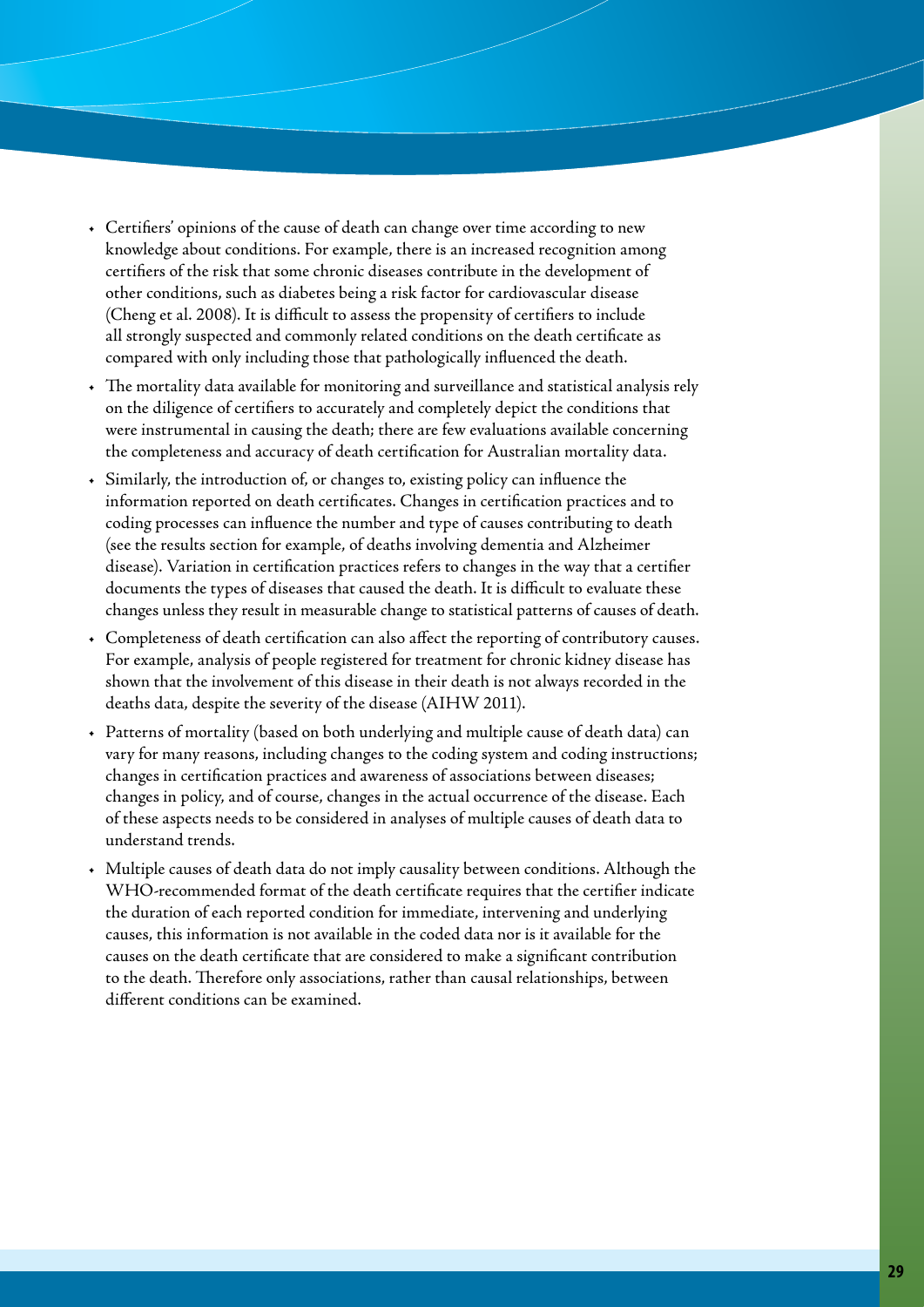- Certifiers' opinions of the cause of death can change over time according to new knowledge about conditions. For example, there is an increased recognition among certifiers of the risk that some chronic diseases contribute in the development of other conditions, such as diabetes being a risk factor for cardiovascular disease (Cheng et al. 2008). It is difficult to assess the propensity of certifiers to include all strongly suspected and commonly related conditions on the death certificate as compared with only including those that pathologically influenced the death.
- The mortality data available for monitoring and surveillance and statistical analysis rely on the diligence of certifiers to accurately and completely depict the conditions that were instrumental in causing the death; there are few evaluations available concerning the completeness and accuracy of death certification for Australian mortality data.
- Similarly, the introduction of, or changes to, existing policy can influence the information reported on death certificates. Changes in certification practices and to coding processes can influence the number and type of causes contributing to death (see the results section for example, of deaths involving dementia and Alzheimer disease). Variation in certification practices refers to changes in the way that a certifier documents the types of diseases that caused the death. It is difficult to evaluate these changes unless they result in measurable change to statistical patterns of causes of death.
- Completeness of death certification can also affect the reporting of contributory causes. For example, analysis of people registered for treatment for chronic kidney disease has shown that the involvement of this disease in their death is not always recorded in the deaths data, despite the severity of the disease (AIHW 2011).
- Patterns of mortality (based on both underlying and multiple cause of death data) can vary for many reasons, including changes to the coding system and coding instructions; changes in certification practices and awareness of associations between diseases; changes in policy, and of course, changes in the actual occurrence of the disease. Each of these aspects needs to be considered in analyses of multiple causes of death data to understand trends.
- Multiple causes of death data do not imply causality between conditions. Although the WHO-recommended format of the death certificate requires that the certifier indicate the duration of each reported condition for immediate, intervening and underlying causes, this information is not available in the coded data nor is it available for the causes on the death certificate that are considered to make a significant contribution to the death. Therefore only associations, rather than causal relationships, between different conditions can be examined.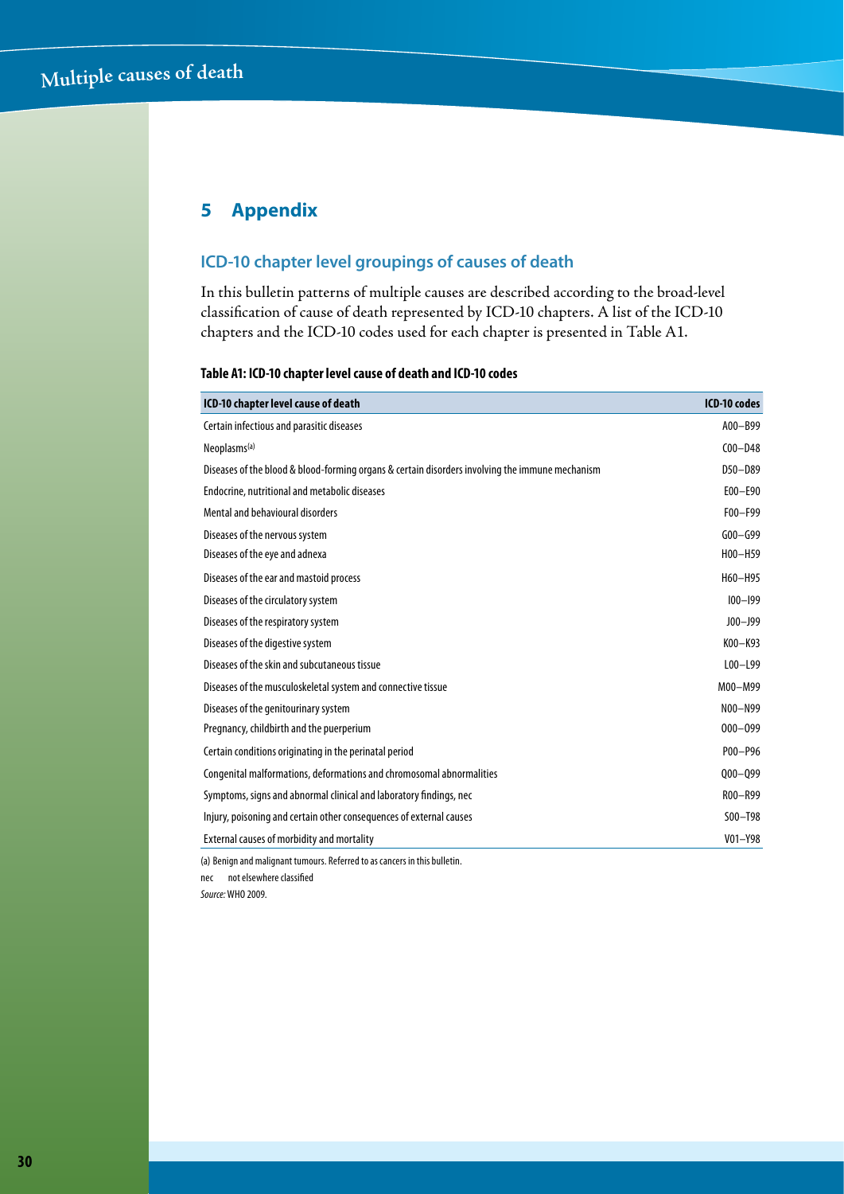# 5 Appendix

## ICD-10 chapter level groupings of causes of death

In this bulletin patterns of multiple causes are described according to the broad-level classification of cause of death represented by ICD-10 chapters. A list of the ICD-10 chapters and the ICD-10 codes used for each chapter is presented in Table A1.

**Table A1: ICD-10 chapter level cause of death and ICD-10 codes**

| ICD-10 chapter level cause of death | ICD-10 codes |
|---|---|
| Certain infectious and parasitic diseases | A00–B99 |
| Neoplasms[(a)] | C00–D48 |
| Diseases of the blood & blood-forming organs & certain disorders involving the immune mechanism | D50–D89 |
| Endocrine, nutritional and metabolic diseases | E00–E90 |
| Mental and behavioural disorders | F00–F99 |
| Diseases of the nervous system | G00–G99 |
| Diseases of the eye and adnexa | H00–H59 |
| Diseases of the ear and mastoid process | H60–H95 |
| Diseases of the circulatory system | I00–I99 |
| Diseases of the respiratory system | J00–J99 |
| Diseases of the digestive system | K00–K93 |
| Diseases of the skin and subcutaneous tissue | L00–L99 |
| Diseases of the musculoskeletal system and connective tissue | M00–M99 |
| Diseases of the genitourinary system | N00–N99 |
| Pregnancy, childbirth and the puerperium | O00–O99 |
| Certain conditions originating in the perinatal period | P00–P96 |
| Congenital malformations, deformations and chromosomal abnormalities | Q00–Q99 |
| Symptoms, signs and abnormal clinical and laboratory findings, nec | R00–R99 |
| Injury, poisoning and certain other consequences of external causes | S00–T98 |
| External causes of morbidity and mortality | V01–Y98 |

(a) Benign and malignant tumours. Referred to as cancers in this bulletin.

nec not elsewhere classified

*Source:* WHO 2009.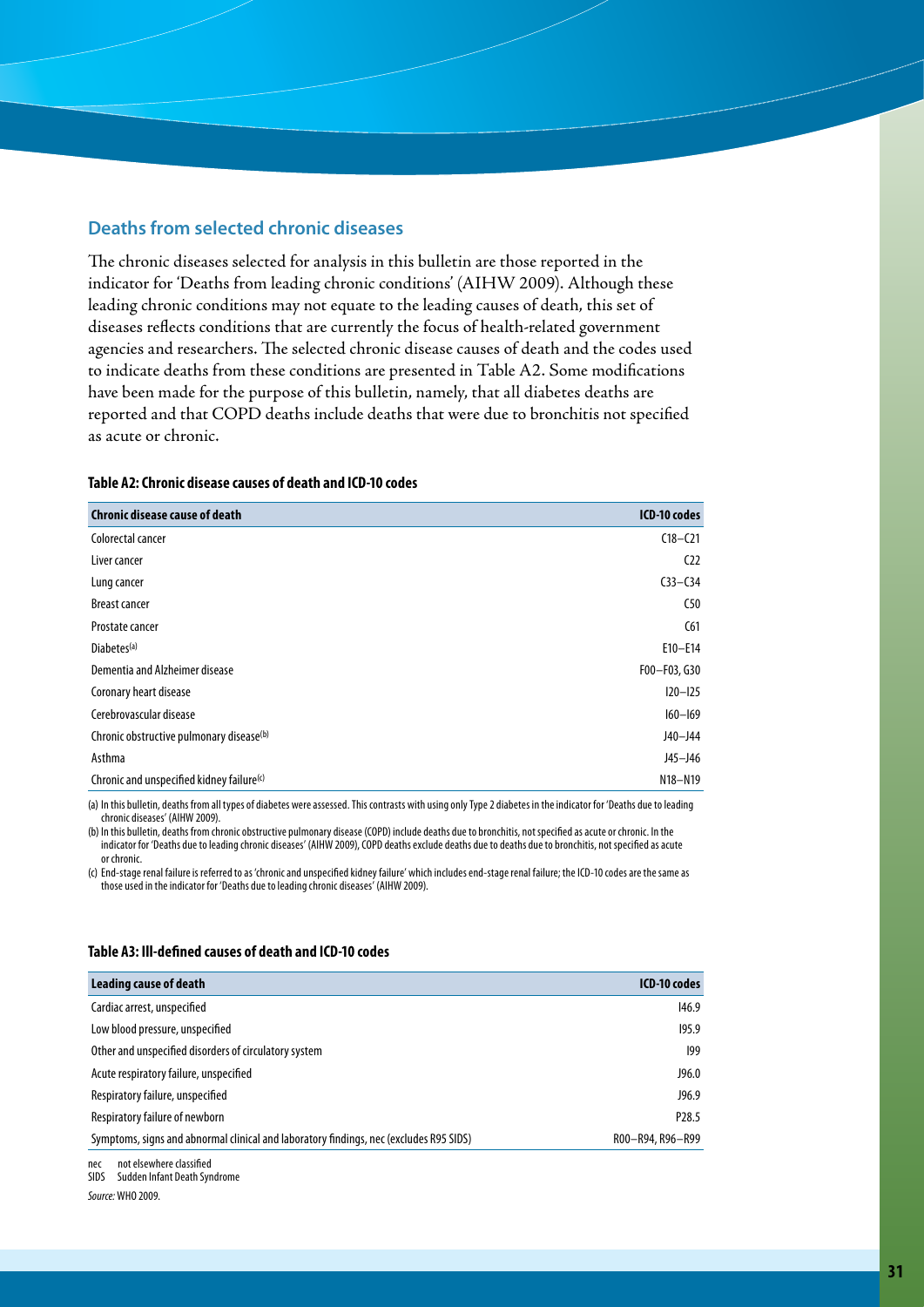## Deaths from selected chronic diseases

The chronic diseases selected for analysis in this bulletin are those reported in the indicator for 'Deaths from leading chronic conditions' (AIHW 2009). Although these leading chronic conditions may not equate to the leading causes of death, this set of diseases reflects conditions that are currently the focus of health-related government agencies and researchers. The selected chronic disease causes of death and the codes used to indicate deaths from these conditions are presented in Table A2. Some modifications have been made for the purpose of this bulletin, namely, that all diabetes deaths are reported and that COPD deaths include deaths that were due to bronchitis not specified as acute or chronic.

**Table A2: Chronic disease causes of death and ICD-10 codes**

| Chronic disease cause of death | ICD-10 codes |
|---|---|
| Colorectal cancer | C18–C21 |
| Liver cancer | C22 |
| Lung cancer | C33–C34 |
| Breast cancer | C50 |
| Prostate cancer | C61 |
| Diabetes[(a)] | E10–E14 |
| Dementia and Alzheimer disease | F00–F03, G30 |
| Coronary heart disease | I20–I25 |
| Cerebrovascular disease | I60–I69 |
| Chronic obstructive pulmonary disease[(b)] | J40–J44 |
| Asthma | J45–J46 |
| Chronic and unspecified kidney failure[(c)] | N18–N19 |

(a) In this bulletin, deaths from all types of diabetes were assessed. This contrasts with using only Type 2 diabetes in the indicator for 'Deaths due to leading chronic diseases' (AIHW 2009).

(b) In this bulletin, deaths from chronic obstructive pulmonary disease (COPD) include deaths due to bronchitis, not specified as acute or chronic. In the indicator for 'Deaths due to leading chronic diseases' (AIHW 2009), COPD deaths exclude deaths due to deaths due to bronchitis, not specified as acute or chronic.

(c) End-stage renal failure is referred to as 'chronic and unspecified kidney failure' which includes end-stage renal failure; the ICD-10 codes are the same as those used in the indicator for 'Deaths due to leading chronic diseases' (AIHW 2009).

**Table A3: Ill-defined causes of death and ICD-10 codes**

| Leading cause of death | ICD-10 codes |
|---|---|
| Cardiac arrest, unspecified | I46.9 |
| Low blood pressure, unspecified | I95.9 |
| Other and unspecified disorders of circulatory system | I99 |
| Acute respiratory failure, unspecified | J96.0 |
| Respiratory failure, unspecified | J96.9 |
| Respiratory failure of newborn | P28.5 |
| Symptoms, signs and abnormal clinical and laboratory findings, nec (excludes R95 SIDS) | R00–R94, R96–R99 |

nec not elsewhere classified
SIDS Sudden Infant Death Syndrome

*Source:* WHO 2009.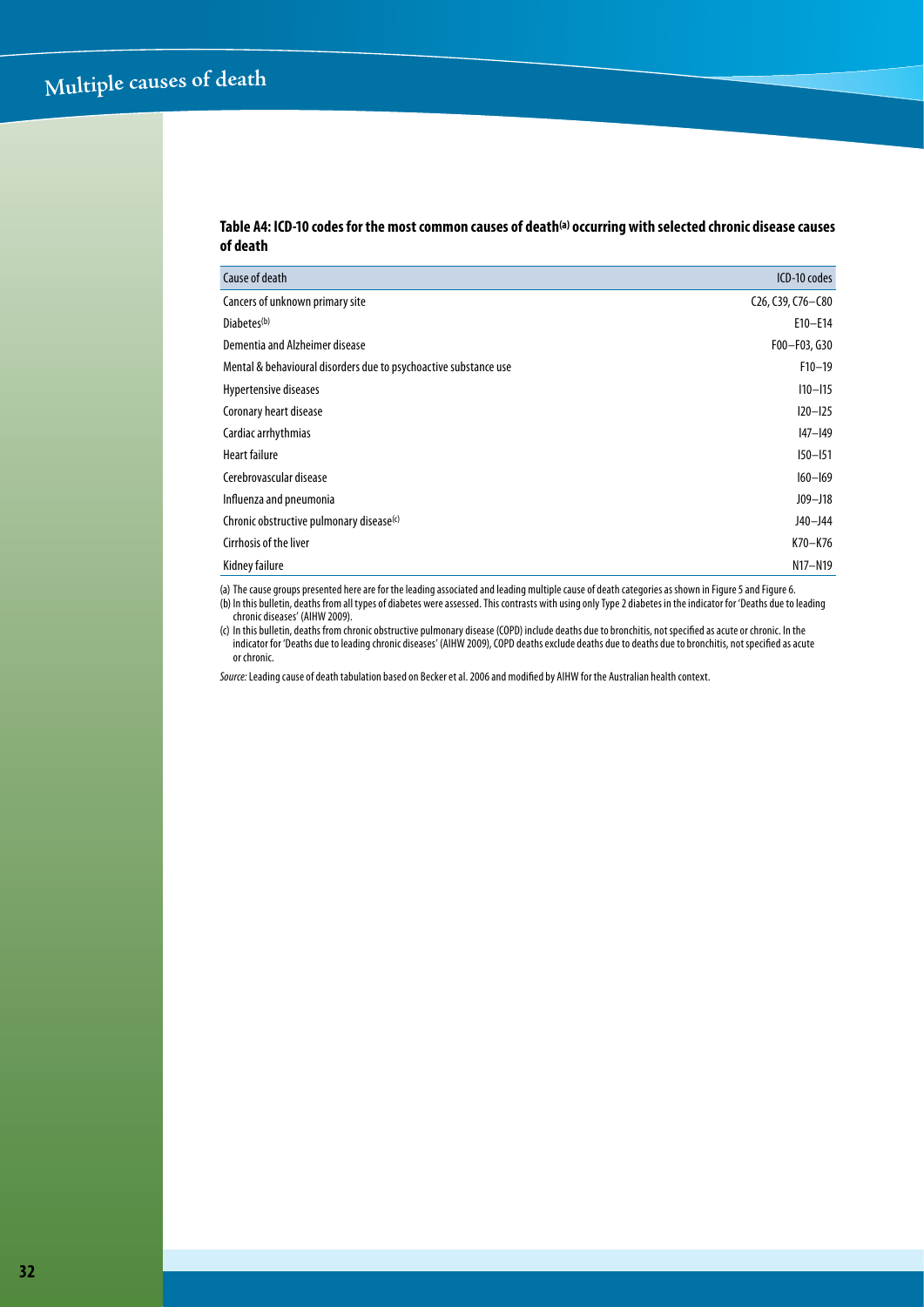**Table A4: ICD-10 codes for the most common causes of death[(a)] occurring with selected chronic disease causes of death**

| Cause of death | ICD-10 codes |
|---|---|
| Cancers of unknown primary site | C26, C39, C76–C80 |
| Diabetes[(b)] | E10–E14 |
| Dementia and Alzheimer disease | F00–F03, G30 |
| Mental & behavioural disorders due to psychoactive substance use | F10–19 |
| Hypertensive diseases | I10–I15 |
| Coronary heart disease | I20–I25 |
| Cardiac arrhythmias | I47–I49 |
| Heart failure | I50–I51 |
| Cerebrovascular disease | I60–I69 |
| Influenza and pneumonia | J09–J18 |
| Chronic obstructive pulmonary disease[(c)] | J40–J44 |
| Cirrhosis of the liver | K70–K76 |
| Kidney failure | N17–N19 |

(a) The cause groups presented here are for the leading associated and leading multiple cause of death categories as shown in Figure 5 and Figure 6.

(b) In this bulletin, deaths from all types of diabetes were assessed. This contrasts with using only Type 2 diabetes in the indicator for 'Deaths due to leading chronic diseases' (AIHW 2009).

(c) In this bulletin, deaths from chronic obstructive pulmonary disease (COPD) include deaths due to bronchitis, not specified as acute or chronic. In the indicator for 'Deaths due to leading chronic diseases' (AIHW 2009), COPD deaths exclude deaths due to deaths due to bronchitis, not specified as acute or chronic.

*Source:* Leading cause of death tabulation based on Becker et al. 2006 and modified by AIHW for the Australian health context.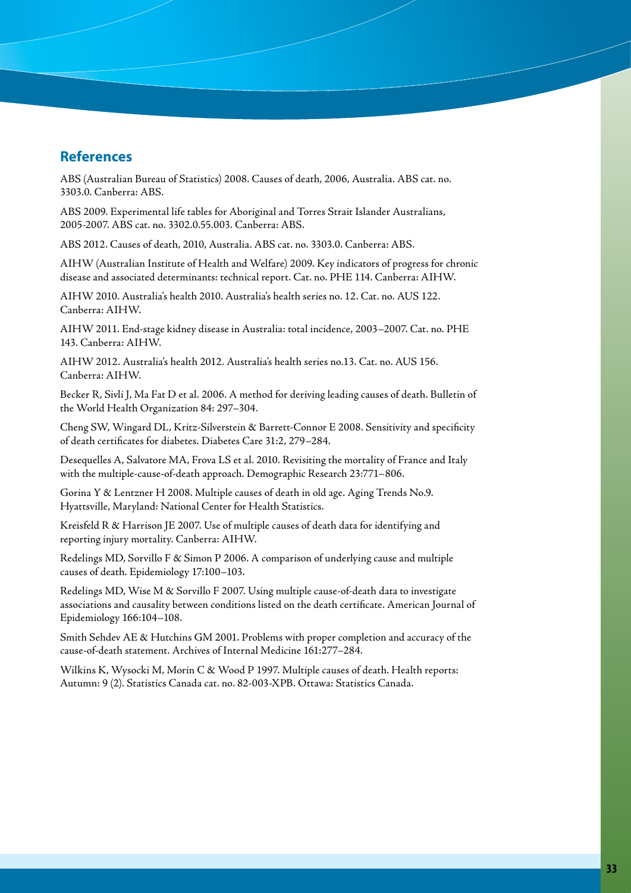## References

ABS (Australian Bureau of Statistics) 2008. Causes of death, 2006, Australia. ABS cat. no. 3303.0. Canberra: ABS.

ABS 2009. Experimental life tables for Aboriginal and Torres Strait Islander Australians, 2005-2007. ABS cat. no. 3302.0.55.003. Canberra: ABS.

ABS 2012. Causes of death, 2010, Australia. ABS cat. no. 3303.0. Canberra: ABS.

AIHW (Australian Institute of Health and Welfare) 2009. Key indicators of progress for chronic disease and associated determinants: technical report. Cat. no. PHE 114. Canberra: AIHW.

AIHW 2010. Australia's health 2010. Australia's health series no. 12. Cat. no. AUS 122. Canberra: AIHW.

AIHW 2011. End-stage kidney disease in Australia: total incidence, 2003–2007. Cat. no. PHE 143. Canberra: AIHW.

AIHW 2012. Australia's health 2012. Australia's health series no.13. Cat. no. AUS 156. Canberra: AIHW.

Becker R, Sivli J, Ma Fat D et al. 2006. A method for deriving leading causes of death. Bulletin of the World Health Organization 84: 297–304.

Cheng SW, Wingard DL, Kritz-Silverstein & Barrett-Connor E 2008. Sensitivity and specificity of death certificates for diabetes. Diabetes Care 31:2, 279–284.

Desequelles A, Salvatore MA, Frova LS et al. 2010. Revisiting the mortality of France and Italy with the multiple-cause-of-death approach. Demographic Research 23:771–806.

Gorina Y & Lentzner H 2008. Multiple causes of death in old age. Aging Trends No.9. Hyattsville, Maryland: National Center for Health Statistics.

Kreisfeld R & Harrison JE 2007. Use of multiple causes of death data for identifying and reporting injury mortality. Canberra: AIHW.

Redelings MD, Sorvillo F & Simon P 2006. A comparison of underlying cause and multiple causes of death. Epidemiology 17:100–103.

Redelings MD, Wise M & Sorvillo F 2007. Using multiple cause-of-death data to investigate associations and causality between conditions listed on the death certificate. American Journal of Epidemiology 166:104–108.

Smith Sehdev AE & Hutchins GM 2001. Problems with proper completion and accuracy of the cause-of-death statement. Archives of Internal Medicine 161:277–284.

Wilkins K, Wysocki M, Morin C & Wood P 1997. Multiple causes of death. Health reports: Autumn: 9 (2). Statistics Canada cat. no. 82-003-XPB. Ottawa: Statistics Canada.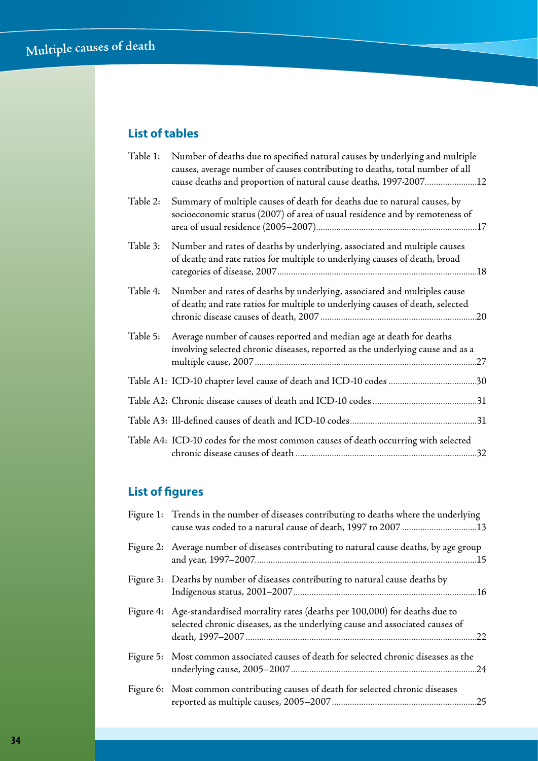## List of tables

| | | |
|---|---|---|
| Table 1: | Number of deaths due to specified natural causes by underlying and multiple causes, average number of causes contributing to deaths, total number of all cause deaths and proportion of natural cause deaths, 1997-2007 | 12 |
| Table 2: | Summary of multiple causes of death for deaths due to natural causes, by socioeconomic status (2007) of area of usual residence and by remoteness of area of usual residence (2005–2007) | 17 |
| Table 3: | Number and rates of deaths by underlying, associated and multiple causes of death; and rate ratios for multiple to underlying causes of death, broad categories of disease, 2007 | 18 |
| Table 4: | Number and rates of deaths by underlying, associated and multiples cause of death; and rate ratios for multiple to underlying causes of death, selected chronic disease causes of death, 2007 | 20 |
| Table 5: | Average number of causes reported and median age at death for deaths involving selected chronic diseases, reported as the underlying cause and as a multiple cause, 2007 | 27 |
| Table A1: | ICD-10 chapter level cause of death and ICD-10 codes | 30 |
| Table A2: | Chronic disease causes of death and ICD-10 codes | 31 |
| Table A3: | Ill-defined causes of death and ICD-10 codes | 31 |
| Table A4: | ICD-10 codes for the most common causes of death occurring with selected chronic disease causes of death | 32 |

## List of figures

| | | |
|---|---|---|
| Figure 1: | Trends in the number of diseases contributing to deaths where the underlying cause was coded to a natural cause of death, 1997 to 2007 | 13 |
| Figure 2: | Average number of diseases contributing to natural cause deaths, by age group and year, 1997–2007 | 15 |
| Figure 3: | Deaths by number of diseases contributing to natural cause deaths by Indigenous status, 2001–2007 | 16 |
| Figure 4: | Age-standardised mortality rates (deaths per 100,000) for deaths due to selected chronic diseases, as the underlying cause and associated causes of death, 1997–2007 | 22 |
| Figure 5: | Most common associated causes of death for selected chronic diseases as the underlying cause, 2005–2007 | 24 |
| Figure 6: | Most common contributing causes of death for selected chronic diseases reported as multiple causes, 2005–2007 | 25 |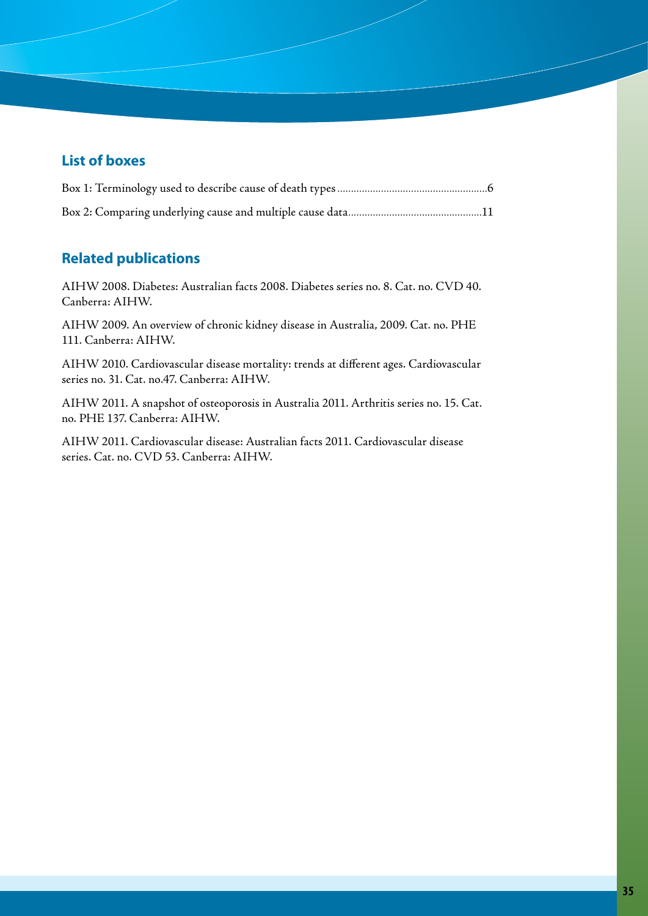## List of boxes

Box 1: Terminology used to describe cause of death types.......................................................6

Box 2: Comparing underlying cause and multiple cause data.................................................11

## Related publications

AIHW 2008. Diabetes: Australian facts 2008. Diabetes series no. 8. Cat. no. CVD 40. Canberra: AIHW.

AIHW 2009. An overview of chronic kidney disease in Australia, 2009. Cat. no. PHE 111. Canberra: AIHW.

AIHW 2010. Cardiovascular disease mortality: trends at different ages. Cardiovascular series no. 31. Cat. no.47. Canberra: AIHW.

AIHW 2011. A snapshot of osteoporosis in Australia 2011. Arthritis series no. 15. Cat. no. PHE 137. Canberra: AIHW.

AIHW 2011. Cardiovascular disease: Australian facts 2011. Cardiovascular disease series. Cat. no. CVD 53. Canberra: AIHW.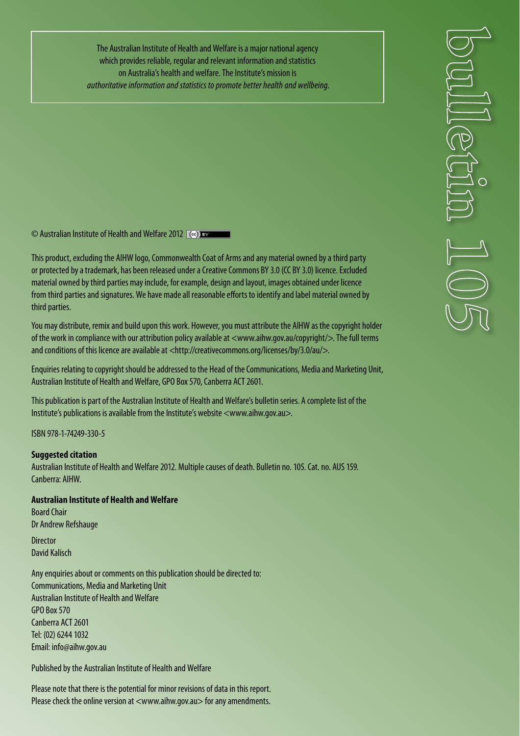The Australian Institute of Health and Welfare is a major national agency which provides reliable, regular and relevant information and statistics on Australia's health and welfare. The Institute's mission is *authoritative information and statistics to promote better health and wellbeing.*

bulletin 105

© Australian Institute of Health and Welfare 2012

This product, excluding the AIHW logo, Commonwealth Coat of Arms and any material owned by a third party or protected by a trademark, has been released under a Creative Commons BY 3.0 (CC BY 3.0) licence. Excluded material owned by third parties may include, for example, design and layout, images obtained under licence from third parties and signatures. We have made all reasonable efforts to identify and label material owned by third parties.

You may distribute, remix and build upon this work. However, you must attribute the AIHW as the copyright holder of the work in compliance with our attribution policy available at <www.aihw.gov.au/copyright/>. The full terms and conditions of this licence are available at <http://creativecommons.org/licenses/by/3.0/au/>.

Enquiries relating to copyright should be addressed to the Head of the Communications, Media and Marketing Unit, Australian Institute of Health and Welfare, GPO Box 570, Canberra ACT 2601.

This publication is part of the Australian Institute of Health and Welfare's bulletin series. A complete list of the Institute's publications is available from the Institute's website <www.aihw.gov.au>.

ISBN 978-1-74249-330-5

**Suggested citation**

Australian Institute of Health and Welfare 2012. Multiple causes of death. Bulletin no. 105. Cat. no. AUS 159. Canberra: AIHW.

**Australian Institute of Health and Welfare**

Board Chair
Dr Andrew Refshauge

Director
David Kalisch

Any enquiries about or comments on this publication should be directed to:
Communications, Media and Marketing Unit
Australian Institute of Health and Welfare
GPO Box 570
Canberra ACT 2601
Tel: (02) 6244 1032
Email: info@aihw.gov.au

Published by the Australian Institute of Health and Welfare

Please note that there is the potential for minor revisions of data in this report.
Please check the online version at <www.aihw.gov.au> for any amendments.